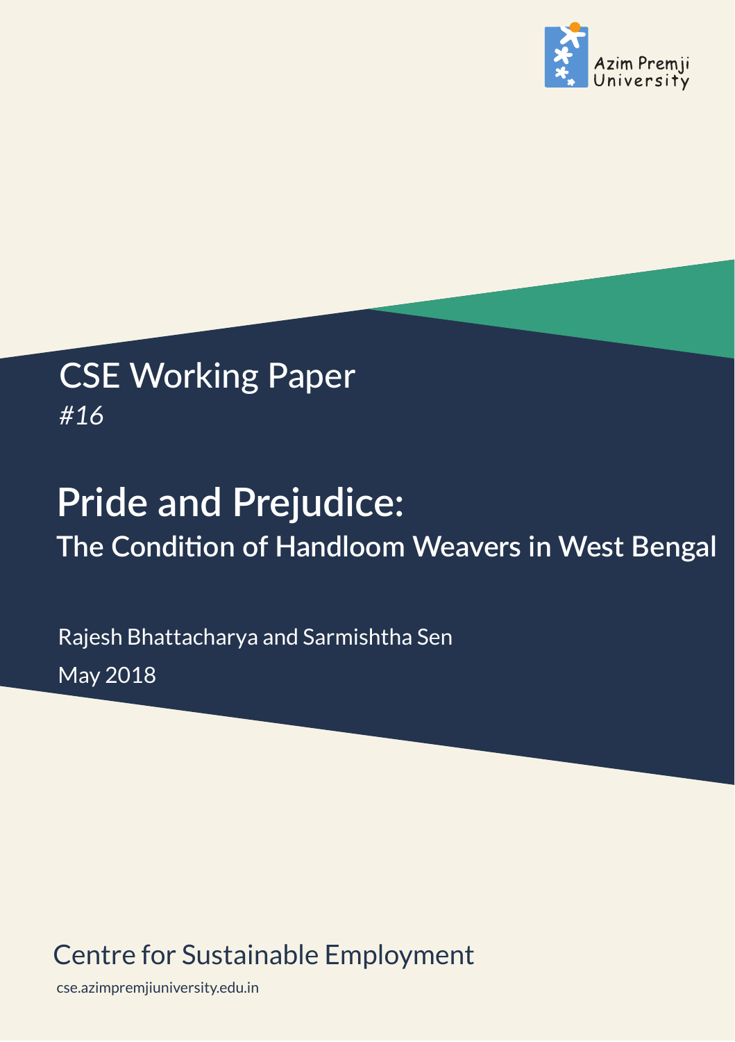Azim Premji University

CSE Working Paper

*#16*

# Pride and Prejudice:

## The Condition of Handloom Weavers in West Bengal

Rajesh Bhattacharya and Sarmishtha Sen

May 2018

Centre for Sustainable Employment

cse.azimpremjiuniversity.edu.in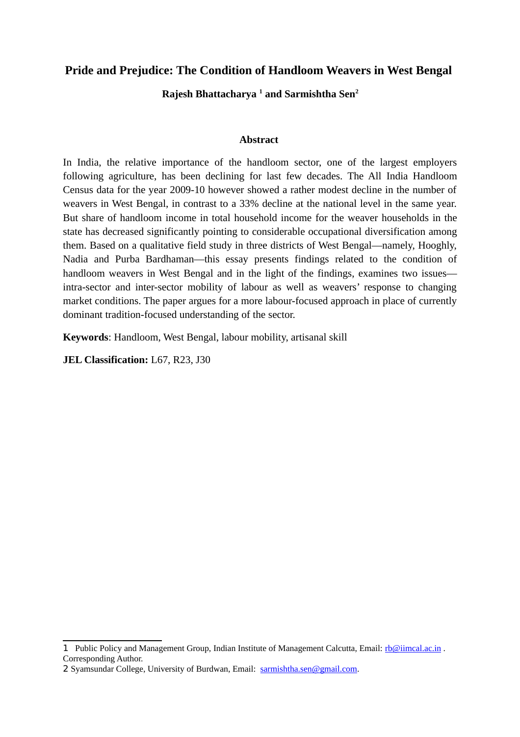# Pride and Prejudice: The Condition of Handloom Weavers in West Bengal

**Rajesh Bhattacharya [1] and Sarmishtha Sen[2]**

## Abstract

In India, the relative importance of the handloom sector, one of the largest employers following agriculture, has been declining for last few decades. The All India Handloom Census data for the year 2009-10 however showed a rather modest decline in the number of weavers in West Bengal, in contrast to a 33% decline at the national level in the same year. But share of handloom income in total household income for the weaver households in the state has decreased significantly pointing to considerable occupational diversification among them. Based on a qualitative field study in three districts of West Bengal—namely, Hooghly, Nadia and Purba Bardhaman—this essay presents findings related to the condition of handloom weavers in West Bengal and in the light of the findings, examines two issues—intra-sector and inter-sector mobility of labour as well as weavers' response to changing market conditions. The paper argues for a more labour-focused approach in place of currently dominant tradition-focused understanding of the sector.

**Keywords**: Handloom, West Bengal, labour mobility, artisanal skill

**JEL Classification:** L67, R23, J30

---

1 Public Policy and Management Group, Indian Institute of Management Calcutta, Email: rb@iimcal.ac.in . Corresponding Author.

2 Syamsundar College, University of Burdwan, Email: sarmishtha.sen@gmail.com.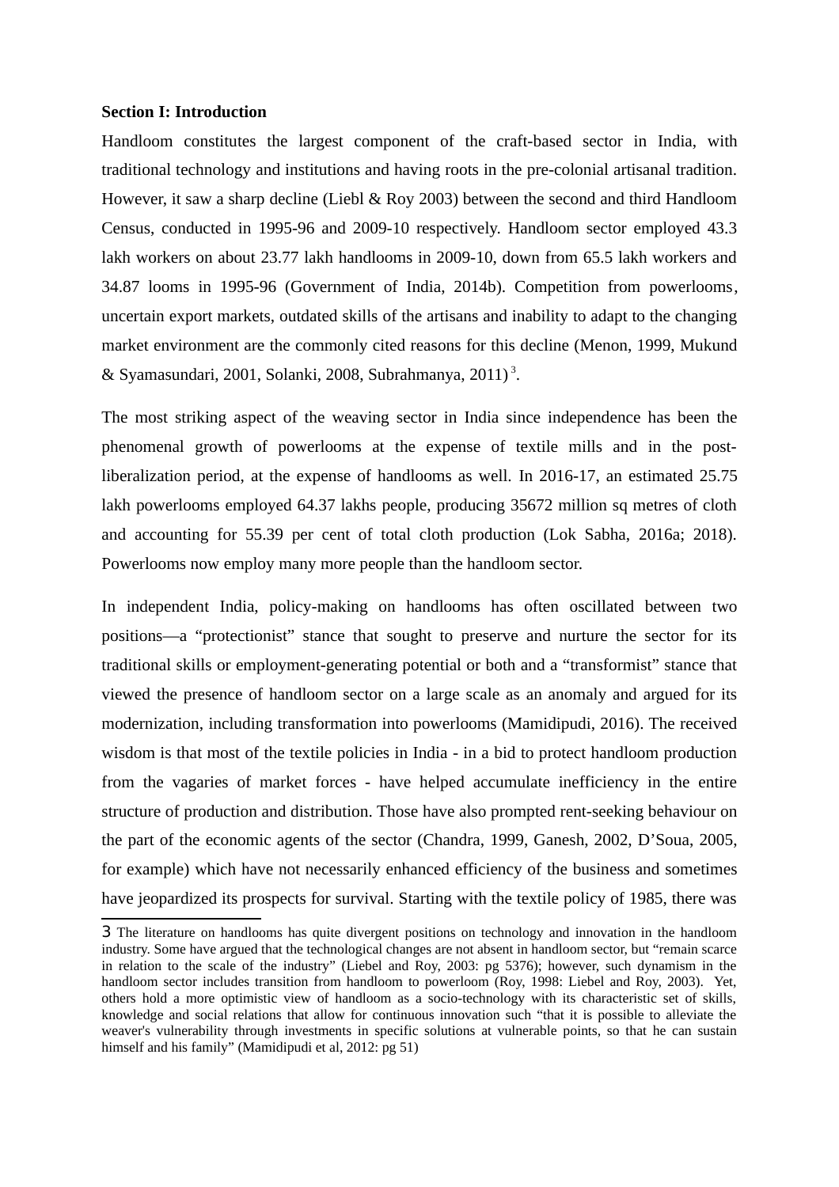**Section I: Introduction**

Handloom constitutes the largest component of the craft-based sector in India, with traditional technology and institutions and having roots in the pre-colonial artisanal tradition. However, it saw a sharp decline (Liebl & Roy 2003) between the second and third Handloom Census, conducted in 1995-96 and 2009-10 respectively. Handloom sector employed 43.3 lakh workers on about 23.77 lakh handlooms in 2009-10, down from 65.5 lakh workers and 34.87 looms in 1995-96 (Government of India, 2014b). Competition from powerlooms, uncertain export markets, outdated skills of the artisans and inability to adapt to the changing market environment are the commonly cited reasons for this decline (Menon, 1999, Mukund & Syamasundari, 2001, Solanki, 2008, Subrahmanya, 2011)[3].

The most striking aspect of the weaving sector in India since independence has been the phenomenal growth of powerlooms at the expense of textile mills and in the post-liberalization period, at the expense of handlooms as well. In 2016-17, an estimated 25.75 lakh powerlooms employed 64.37 lakhs people, producing 35672 million sq metres of cloth and accounting for 55.39 per cent of total cloth production (Lok Sabha, 2016a; 2018). Powerlooms now employ many more people than the handloom sector.

In independent India, policy-making on handlooms has often oscillated between two positions—a "protectionist" stance that sought to preserve and nurture the sector for its traditional skills or employment-generating potential or both and a "transformist" stance that viewed the presence of handloom sector on a large scale as an anomaly and argued for its modernization, including transformation into powerlooms (Mamidipudi, 2016). The received wisdom is that most of the textile policies in India - in a bid to protect handloom production from the vagaries of market forces - have helped accumulate inefficiency in the entire structure of production and distribution. Those have also prompted rent-seeking behaviour on the part of the economic agents of the sector (Chandra, 1999, Ganesh, 2002, D'Soua, 2005, for example) which have not necessarily enhanced efficiency of the business and sometimes have jeopardized its prospects for survival. Starting with the textile policy of 1985, there was

3 The literature on handlooms has quite divergent positions on technology and innovation in the handloom industry. Some have argued that the technological changes are not absent in handloom sector, but "remain scarce in relation to the scale of the industry" (Liebel and Roy, 2003: pg 5376); however, such dynamism in the handloom sector includes transition from handloom to powerloom (Roy, 1998: Liebel and Roy, 2003). Yet, others hold a more optimistic view of handloom as a socio-technology with its characteristic set of skills, knowledge and social relations that allow for continuous innovation such "that it is possible to alleviate the weaver's vulnerability through investments in specific solutions at vulnerable points, so that he can sustain himself and his family" (Mamidipudi et al, 2012: pg 51)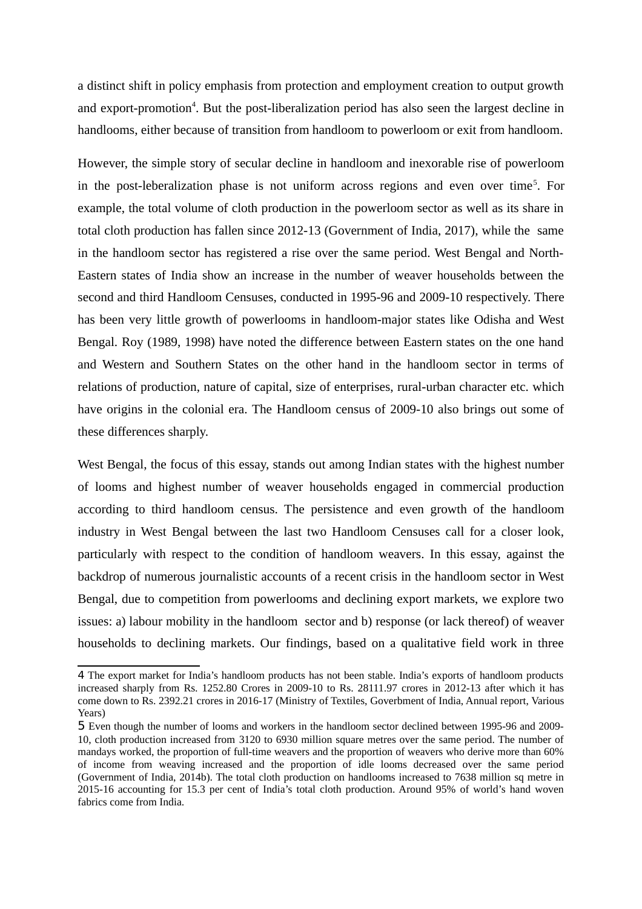a distinct shift in policy emphasis from protection and employment creation to output growth and export-promotion[4]. But the post-liberalization period has also seen the largest decline in handlooms, either because of transition from handloom to powerloom or exit from handloom.

However, the simple story of secular decline in handloom and inexorable rise of powerloom in the post-leberalization phase is not uniform across regions and even over time[5]. For example, the total volume of cloth production in the powerloom sector as well as its share in total cloth production has fallen since 2012-13 (Government of India, 2017), while the same in the handloom sector has registered a rise over the same period. West Bengal and North-Eastern states of India show an increase in the number of weaver households between the second and third Handloom Censuses, conducted in 1995-96 and 2009-10 respectively. There has been very little growth of powerlooms in handloom-major states like Odisha and West Bengal. Roy (1989, 1998) have noted the difference between Eastern states on the one hand and Western and Southern States on the other hand in the handloom sector in terms of relations of production, nature of capital, size of enterprises, rural-urban character etc. which have origins in the colonial era. The Handloom census of 2009-10 also brings out some of these differences sharply.

West Bengal, the focus of this essay, stands out among Indian states with the highest number of looms and highest number of weaver households engaged in commercial production according to third handloom census. The persistence and even growth of the handloom industry in West Bengal between the last two Handloom Censuses call for a closer look, particularly with respect to the condition of handloom weavers. In this essay, against the backdrop of numerous journalistic accounts of a recent crisis in the handloom sector in West Bengal, due to competition from powerlooms and declining export markets, we explore two issues: a) labour mobility in the handloom sector and b) response (or lack thereof) of weaver households to declining markets. Our findings, based on a qualitative field work in three

---

4 The export market for India's handloom products has not been stable. India's exports of handloom products increased sharply from Rs. 1252.80 Crores in 2009-10 to Rs. 28111.97 crores in 2012-13 after which it has come down to Rs. 2392.21 crores in 2016-17 (Ministry of Textiles, Goverbment of India, Annual report, Various Years)

5 Even though the number of looms and workers in the handloom sector declined between 1995-96 and 2009-10, cloth production increased from 3120 to 6930 million square metres over the same period. The number of mandays worked, the proportion of full-time weavers and the proportion of weavers who derive more than 60% of income from weaving increased and the proportion of idle looms decreased over the same period (Government of India, 2014b). The total cloth production on handlooms increased to 7638 million sq metre in 2015-16 accounting for 15.3 per cent of India's total cloth production. Around 95% of world's hand woven fabrics come from India.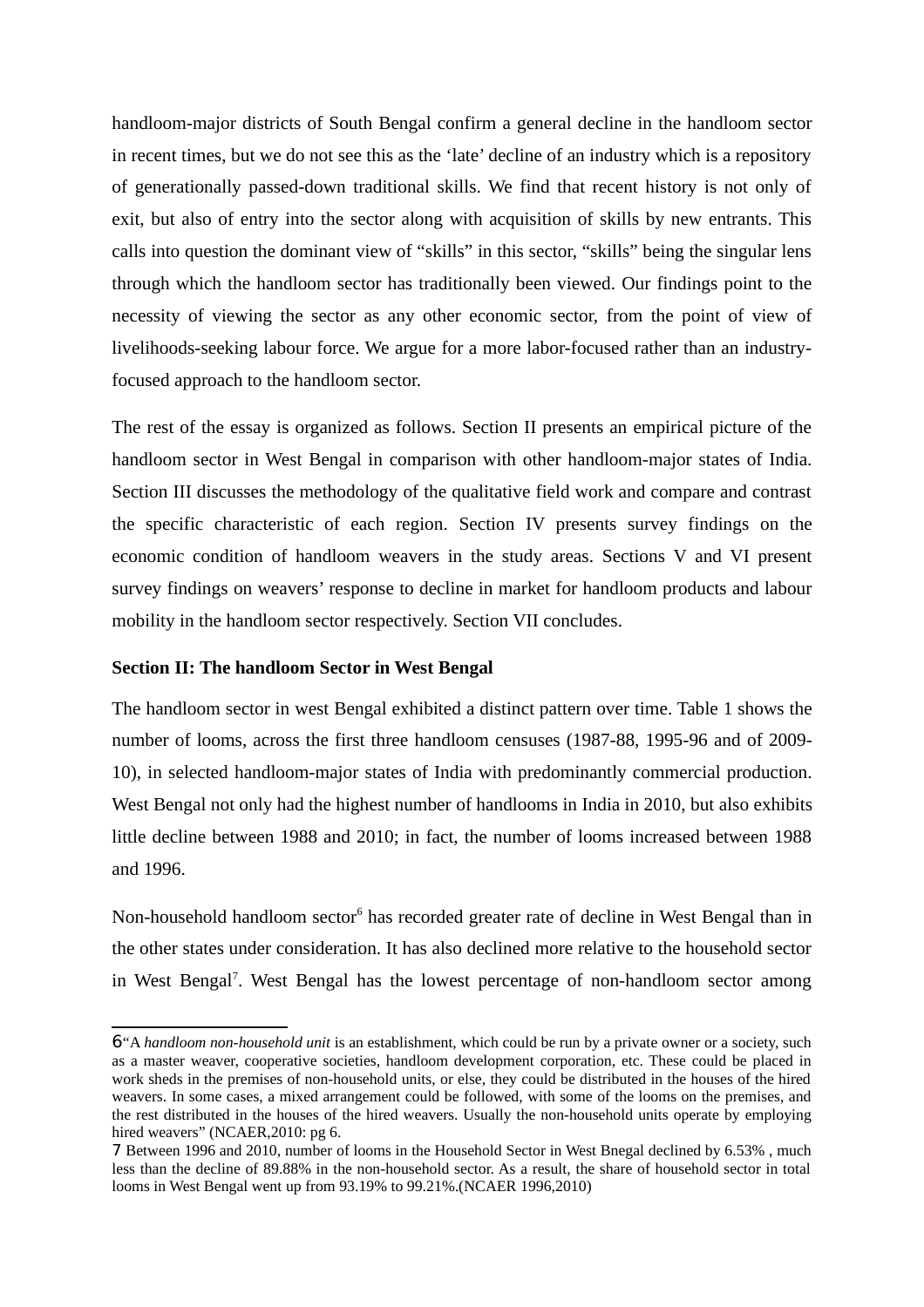handloom-major districts of South Bengal confirm a general decline in the handloom sector in recent times, but we do not see this as the 'late' decline of an industry which is a repository of generationally passed-down traditional skills. We find that recent history is not only of exit, but also of entry into the sector along with acquisition of skills by new entrants. This calls into question the dominant view of "skills" in this sector, "skills" being the singular lens through which the handloom sector has traditionally been viewed. Our findings point to the necessity of viewing the sector as any other economic sector, from the point of view of livelihoods-seeking labour force. We argue for a more labor-focused rather than an industry-focused approach to the handloom sector.

The rest of the essay is organized as follows. Section II presents an empirical picture of the handloom sector in West Bengal in comparison with other handloom-major states of India. Section III discusses the methodology of the qualitative field work and compare and contrast the specific characteristic of each region. Section IV presents survey findings on the economic condition of handloom weavers in the study areas. Sections V and VI present survey findings on weavers' response to decline in market for handloom products and labour mobility in the handloom sector respectively. Section VII concludes.

**Section II: The handloom Sector in West Bengal**

The handloom sector in west Bengal exhibited a distinct pattern over time. Table 1 shows the number of looms, across the first three handloom censuses (1987-88, 1995-96 and of 2009-10), in selected handloom-major states of India with predominantly commercial production. West Bengal not only had the highest number of handlooms in India in 2010, but also exhibits little decline between 1988 and 2010; in fact, the number of looms increased between 1988 and 1996.

Non-household handloom sector[6] has recorded greater rate of decline in West Bengal than in the other states under consideration. It has also declined more relative to the household sector in West Bengal[7]. West Bengal has the lowest percentage of non-handloom sector among

---

6 "A *handloom non-household unit* is an establishment, which could be run by a private owner or a society, such as a master weaver, cooperative societies, handloom development corporation, etc. These could be placed in work sheds in the premises of non-household units, or else, they could be distributed in the houses of the hired weavers. In some cases, a mixed arrangement could be followed, with some of the looms on the premises, and the rest distributed in the houses of the hired weavers. Usually the non-household units operate by employing hired weavers" (NCAER,2010: pg 6.

7 Between 1996 and 2010, number of looms in the Household Sector in West Bnegal declined by 6.53% , much less than the decline of 89.88% in the non-household sector. As a result, the share of household sector in total looms in West Bengal went up from 93.19% to 99.21%.(NCAER 1996,2010)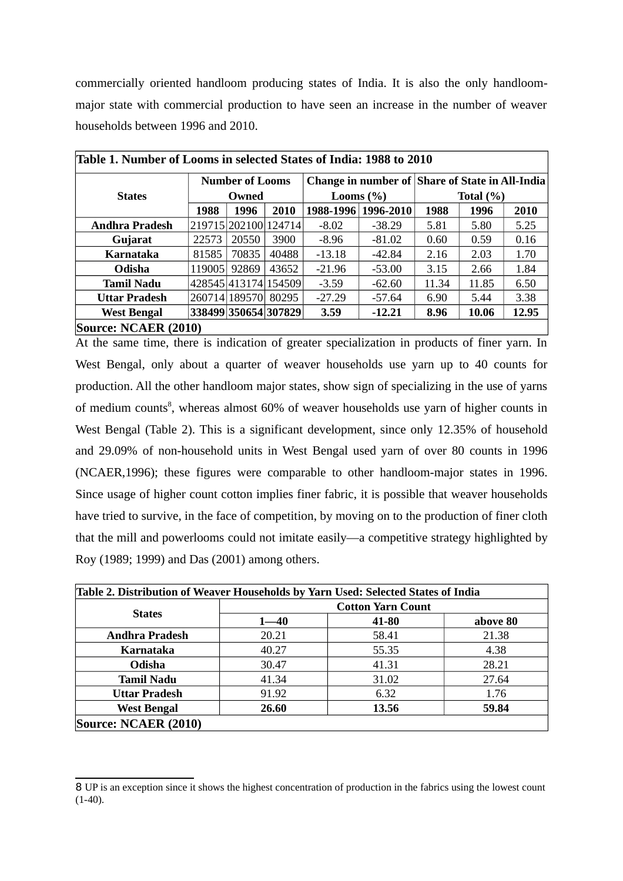commercially oriented handloom producing states of India. It is also the only handloom-major state with commercial production to have seen an increase in the number of weaver households between 1996 and 2010.

**Table 1. Number of Looms in selected States of India: 1988 to 2010**

| States | Number of Looms Owned | | | Change in number of Looms (%) | | Share of State in All-India Total (%) | | |
|---|---|---|---|---|---|---|---|---|
| | 1988 | 1996 | 2010 | 1988-1996 | 1996-2010 | 1988 | 1996 | 2010 |
| **Andhra Pradesh** | 219715 | 202100 | 124714 | -8.02 | -38.29 | 5.81 | 5.80 | 5.25 |
| **Gujarat** | 22573 | 20550 | 3900 | -8.96 | -81.02 | 0.60 | 0.59 | 0.16 |
| **Karnataka** | 81585 | 70835 | 40488 | -13.18 | -42.84 | 2.16 | 2.03 | 1.70 |
| **Odisha** | 119005 | 92869 | 43652 | -21.96 | -53.00 | 3.15 | 2.66 | 1.84 |
| **Tamil Nadu** | 428545 | 413174 | 154509 | -3.59 | -62.60 | 11.34 | 11.85 | 6.50 |
| **Uttar Pradesh** | 260714 | 189570 | 80295 | -27.29 | -57.64 | 6.90 | 5.44 | 3.38 |
| **West Bengal** | **338499** | **350654** | **307829** | **3.59** | **-12.21** | **8.96** | **10.06** | **12.95** |

**Source: NCAER (2010)**

At the same time, there is indication of greater specialization in products of finer yarn. In West Bengal, only about a quarter of weaver households use yarn up to 40 counts for production. All the other handloom major states, show sign of specializing in the use of yarns of medium counts[8], whereas almost 60% of weaver households use yarn of higher counts in West Bengal (Table 2). This is a significant development, since only 12.35% of household and 29.09% of non-household units in West Bengal used yarn of over 80 counts in 1996 (NCAER,1996); these figures were comparable to other handloom-major states in 1996. Since usage of higher count cotton implies finer fabric, it is possible that weaver households have tried to survive, in the face of competition, by moving on to the production of finer cloth that the mill and powerlooms could not imitate easily—a competitive strategy highlighted by Roy (1989; 1999) and Das (2001) among others.

**Table 2. Distribution of Weaver Households by Yarn Used: Selected States of India**

| States | Cotton Yarn Count | | |
|---|---|---|---|
| | 1—40 | 41-80 | above 80 |
| **Andhra Pradesh** | 20.21 | 58.41 | 21.38 |
| **Karnataka** | 40.27 | 55.35 | 4.38 |
| **Odisha** | 30.47 | 41.31 | 28.21 |
| **Tamil Nadu** | 41.34 | 31.02 | 27.64 |
| **Uttar Pradesh** | 91.92 | 6.32 | 1.76 |
| **West Bengal** | **26.60** | **13.56** | **59.84** |

**Source: NCAER (2010)**

8 UP is an exception since it shows the highest concentration of production in the fabrics using the lowest count (1-40).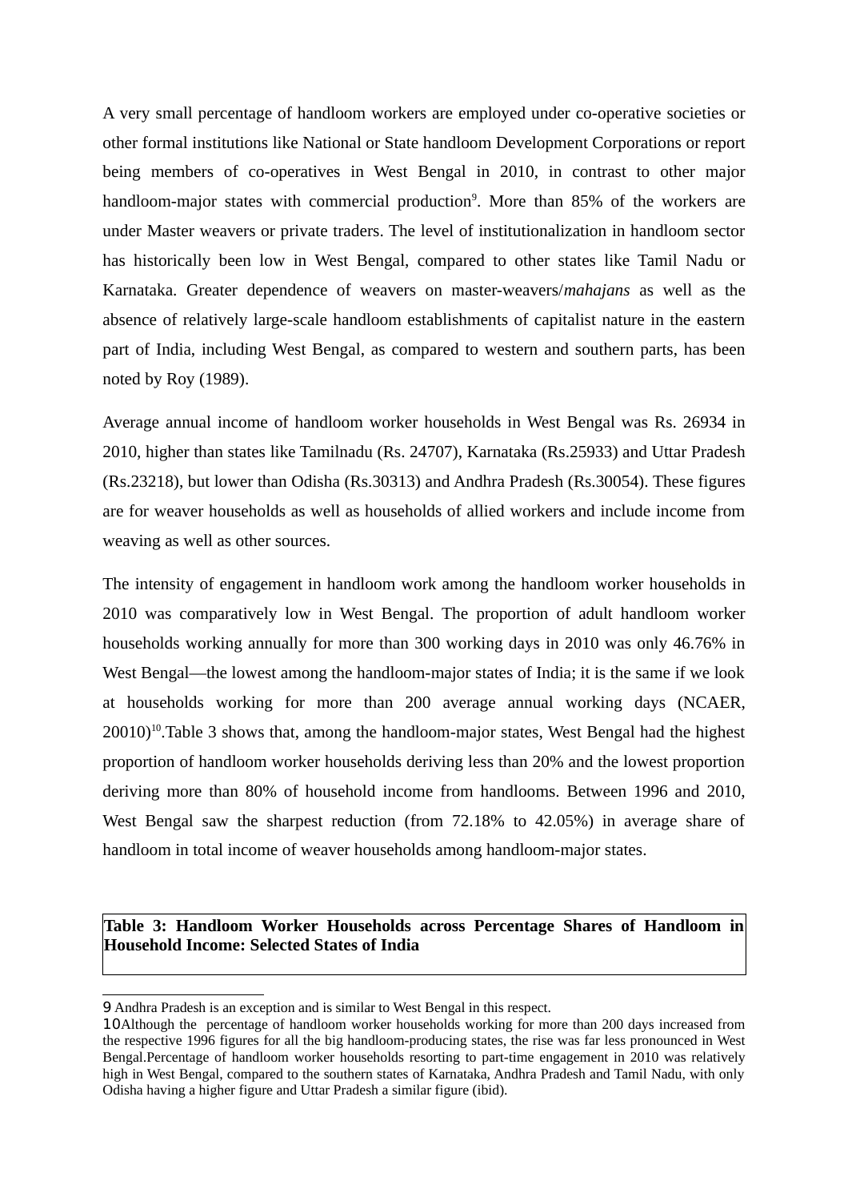A very small percentage of handloom workers are employed under co-operative societies or other formal institutions like National or State handloom Development Corporations or report being members of co-operatives in West Bengal in 2010, in contrast to other major handloom-major states with commercial production[9]. More than 85% of the workers are under Master weavers or private traders. The level of institutionalization in handloom sector has historically been low in West Bengal, compared to other states like Tamil Nadu or Karnataka. Greater dependence of weavers on master-weavers/*mahajans* as well as the absence of relatively large-scale handloom establishments of capitalist nature in the eastern part of India, including West Bengal, as compared to western and southern parts, has been noted by Roy (1989).

Average annual income of handloom worker households in West Bengal was Rs. 26934 in 2010, higher than states like Tamilnadu (Rs. 24707), Karnataka (Rs.25933) and Uttar Pradesh (Rs.23218), but lower than Odisha (Rs.30313) and Andhra Pradesh (Rs.30054). These figures are for weaver households as well as households of allied workers and include income from weaving as well as other sources.

The intensity of engagement in handloom work among the handloom worker households in 2010 was comparatively low in West Bengal. The proportion of adult handloom worker households working annually for more than 300 working days in 2010 was only 46.76% in West Bengal—the lowest among the handloom-major states of India; it is the same if we look at households working for more than 200 average annual working days (NCAER, 20010)[10].Table 3 shows that, among the handloom-major states, West Bengal had the highest proportion of handloom worker households deriving less than 20% and the lowest proportion deriving more than 80% of household income from handlooms. Between 1996 and 2010, West Bengal saw the sharpest reduction (from 72.18% to 42.05%) in average share of handloom in total income of weaver households among handloom-major states.

**Table 3: Handloom Worker Households across Percentage Shares of Handloom in Household Income: Selected States of India**

---

9 Andhra Pradesh is an exception and is similar to West Bengal in this respect.

10 Although the percentage of handloom worker households working for more than 200 days increased from the respective 1996 figures for all the big handloom-producing states, the rise was far less pronounced in West Bengal.Percentage of handloom worker households resorting to part-time engagement in 2010 was relatively high in West Bengal, compared to the southern states of Karnataka, Andhra Pradesh and Tamil Nadu, with only Odisha having a higher figure and Uttar Pradesh a similar figure (ibid).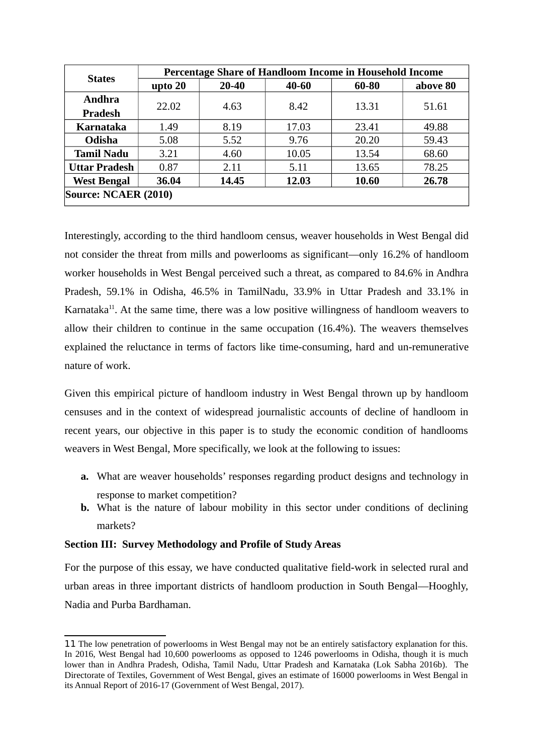| States | Percentage Share of Handloom Income in Household Income | | | | |
|---|---|---|---|---|---|
| | upto 20 | 20-40 | 40-60 | 60-80 | above 80 |
| **Andhra Pradesh** | 22.02 | 4.63 | 8.42 | 13.31 | 51.61 |
| **Karnataka** | 1.49 | 8.19 | 17.03 | 23.41 | 49.88 |
| **Odisha** | 5.08 | 5.52 | 9.76 | 20.20 | 59.43 |
| **Tamil Nadu** | 3.21 | 4.60 | 10.05 | 13.54 | 68.60 |
| **Uttar Pradesh** | 0.87 | 2.11 | 5.11 | 13.65 | 78.25 |
| **West Bengal** | **36.04** | **14.45** | **12.03** | **10.60** | **26.78** |
| **Source: NCAER (2010)** | | | | | |

Interestingly, according to the third handloom census, weaver households in West Bengal did not consider the threat from mills and powerlooms as significant—only 16.2% of handloom worker households in West Bengal perceived such a threat, as compared to 84.6% in Andhra Pradesh, 59.1% in Odisha, 46.5% in TamilNadu, 33.9% in Uttar Pradesh and 33.1% in Karnataka[11]. At the same time, there was a low positive willingness of handloom weavers to allow their children to continue in the same occupation (16.4%). The weavers themselves explained the reluctance in terms of factors like time-consuming, hard and un-remunerative nature of work.

Given this empirical picture of handloom industry in West Bengal thrown up by handloom censuses and in the context of widespread journalistic accounts of decline of handloom in recent years, our objective in this paper is to study the economic condition of handlooms weavers in West Bengal, More specifically, we look at the following to issues:

- **a.** What are weaver households' responses regarding product designs and technology in response to market competition?
- **b.** What is the nature of labour mobility in this sector under conditions of declining markets?

**Section III: Survey Methodology and Profile of Study Areas**

For the purpose of this essay, we have conducted qualitative field-work in selected rural and urban areas in three important districts of handloom production in South Bengal—Hooghly, Nadia and Purba Bardhaman.

---

11 The low penetration of powerlooms in West Bengal may not be an entirely satisfactory explanation for this. In 2016, West Bengal had 10,600 powerlooms as opposed to 1246 powerlooms in Odisha, though it is much lower than in Andhra Pradesh, Odisha, Tamil Nadu, Uttar Pradesh and Karnataka (Lok Sabha 2016b). The Directorate of Textiles, Government of West Bengal, gives an estimate of 16000 powerlooms in West Bengal in its Annual Report of 2016-17 (Government of West Bengal, 2017).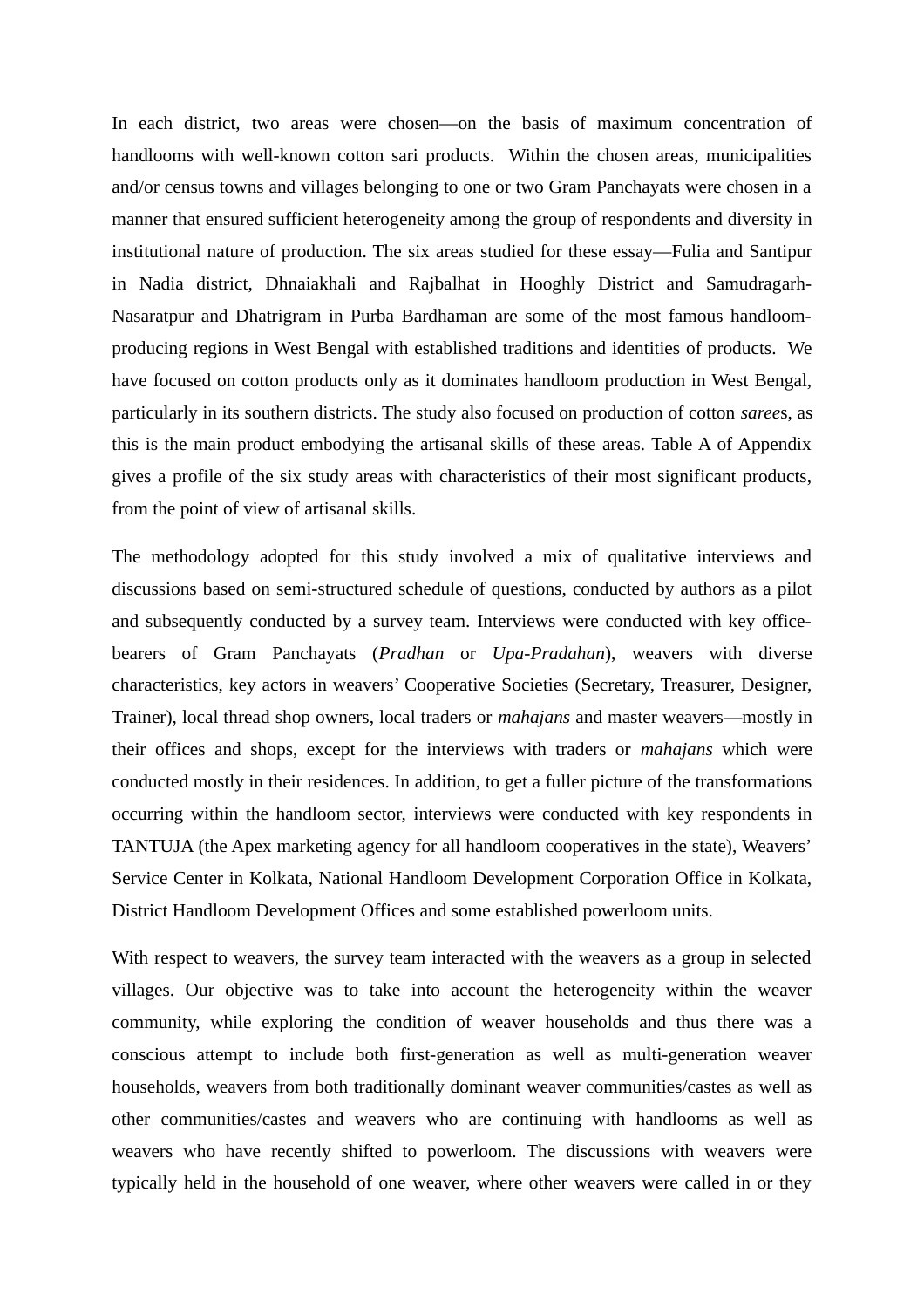In each district, two areas were chosen—on the basis of maximum concentration of handlooms with well-known cotton sari products.  Within the chosen areas, municipalities and/or census towns and villages belonging to one or two Gram Panchayats were chosen in a manner that ensured sufficient heterogeneity among the group of respondents and diversity in institutional nature of production. The six areas studied for these essay—Fulia and Santipur in Nadia district, Dhnaiakhali and Rajbalhat in Hooghly District and Samudragarh-Nasaratpur and Dhatrigram in Purba Bardhaman are some of the most famous handloom-producing regions in West Bengal with established traditions and identities of products.  We have focused on cotton products only as it dominates handloom production in West Bengal, particularly in its southern districts. The study also focused on production of cotton *saree*s, as this is the main product embodying the artisanal skills of these areas. Table A of Appendix gives a profile of the six study areas with characteristics of their most significant products, from the point of view of artisanal skills.

The methodology adopted for this study involved a mix of qualitative interviews and discussions based on semi-structured schedule of questions, conducted by authors as a pilot and subsequently conducted by a survey team. Interviews were conducted with key office-bearers of Gram Panchayats (*Pradhan* or *Upa-Pradahan*), weavers with diverse characteristics, key actors in weavers' Cooperative Societies (Secretary, Treasurer, Designer, Trainer), local thread shop owners, local traders or *mahajans* and master weavers—mostly in their offices and shops, except for the interviews with traders or *mahajans* which were conducted mostly in their residences. In addition, to get a fuller picture of the transformations occurring within the handloom sector, interviews were conducted with key respondents in TANTUJA (the Apex marketing agency for all handloom cooperatives in the state), Weavers' Service Center in Kolkata, National Handloom Development Corporation Office in Kolkata, District Handloom Development Offices and some established powerloom units.

With respect to weavers, the survey team interacted with the weavers as a group in selected villages. Our objective was to take into account the heterogeneity within the weaver community, while exploring the condition of weaver households and thus there was a conscious attempt to include both first-generation as well as multi-generation weaver households, weavers from both traditionally dominant weaver communities/castes as well as other communities/castes and weavers who are continuing with handlooms as well as weavers who have recently shifted to powerloom. The discussions with weavers were typically held in the household of one weaver, where other weavers were called in or they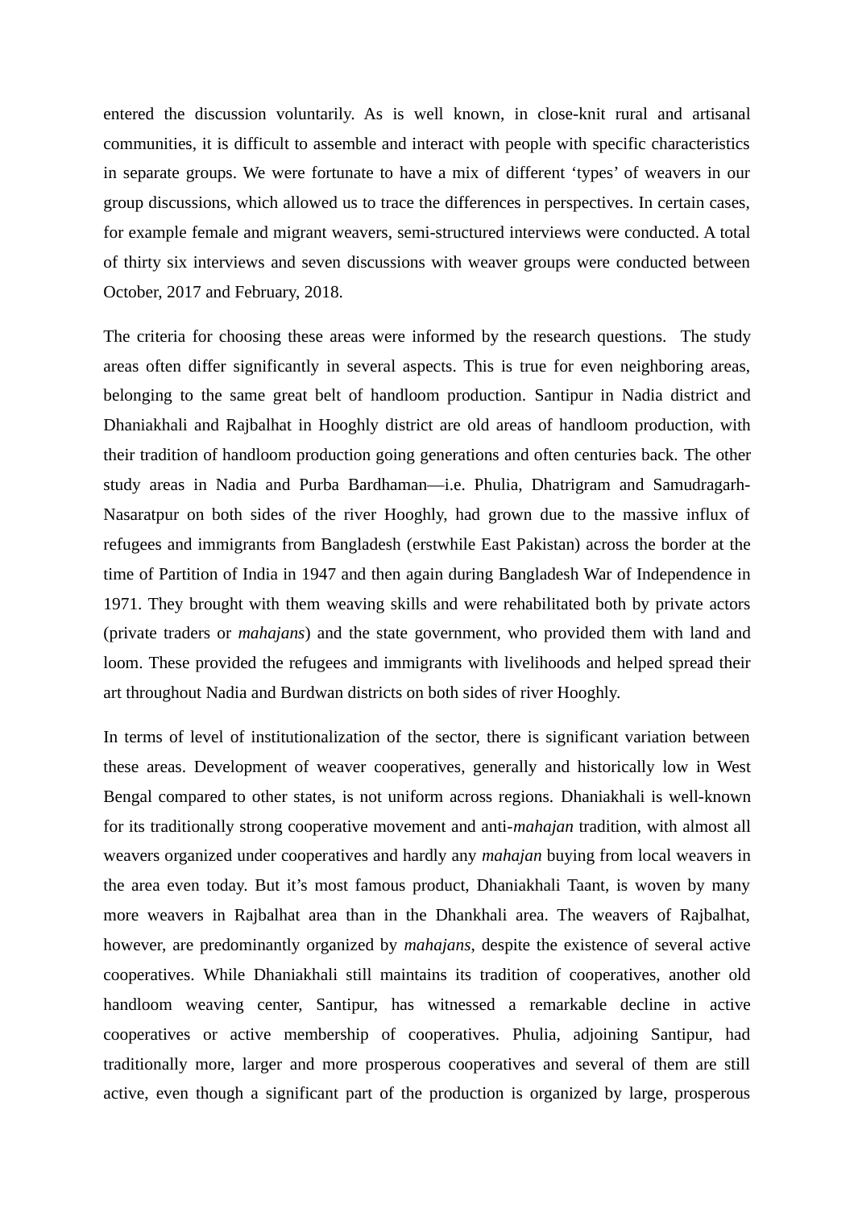entered the discussion voluntarily. As is well known, in close-knit rural and artisanal communities, it is difficult to assemble and interact with people with specific characteristics in separate groups. We were fortunate to have a mix of different 'types' of weavers in our group discussions, which allowed us to trace the differences in perspectives. In certain cases, for example female and migrant weavers, semi-structured interviews were conducted. A total of thirty six interviews and seven discussions with weaver groups were conducted between October, 2017 and February, 2018.

The criteria for choosing these areas were informed by the research questions. The study areas often differ significantly in several aspects. This is true for even neighboring areas, belonging to the same great belt of handloom production. Santipur in Nadia district and Dhaniakhali and Rajbalhat in Hooghly district are old areas of handloom production, with their tradition of handloom production going generations and often centuries back. The other study areas in Nadia and Purba Bardhaman—i.e. Phulia, Dhatrigram and Samudragarh-Nasaratpur on both sides of the river Hooghly, had grown due to the massive influx of refugees and immigrants from Bangladesh (erstwhile East Pakistan) across the border at the time of Partition of India in 1947 and then again during Bangladesh War of Independence in 1971. They brought with them weaving skills and were rehabilitated both by private actors (private traders or *mahajans*) and the state government, who provided them with land and loom. These provided the refugees and immigrants with livelihoods and helped spread their art throughout Nadia and Burdwan districts on both sides of river Hooghly.

In terms of level of institutionalization of the sector, there is significant variation between these areas. Development of weaver cooperatives, generally and historically low in West Bengal compared to other states, is not uniform across regions. Dhaniakhali is well-known for its traditionally strong cooperative movement and anti-*mahajan* tradition, with almost all weavers organized under cooperatives and hardly any *mahajan* buying from local weavers in the area even today. But it's most famous product, Dhaniakhali Taant, is woven by many more weavers in Rajbalhat area than in the Dhankhali area. The weavers of Rajbalhat, however, are predominantly organized by *mahajans*, despite the existence of several active cooperatives. While Dhaniakhali still maintains its tradition of cooperatives, another old handloom weaving center, Santipur, has witnessed a remarkable decline in active cooperatives or active membership of cooperatives. Phulia, adjoining Santipur, had traditionally more, larger and more prosperous cooperatives and several of them are still active, even though a significant part of the production is organized by large, prosperous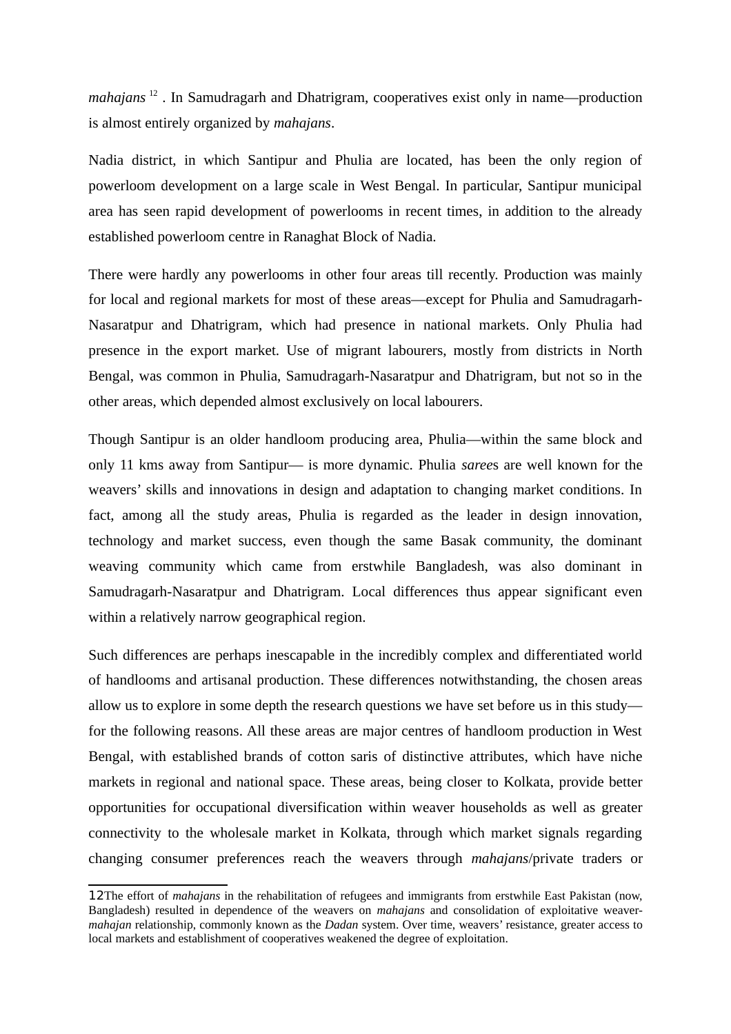*mahajans* [12] . In Samudragarh and Dhatrigram, cooperatives exist only in name—production is almost entirely organized by *mahajans*.

Nadia district, in which Santipur and Phulia are located, has been the only region of powerloom development on a large scale in West Bengal. In particular, Santipur municipal area has seen rapid development of powerlooms in recent times, in addition to the already established powerloom centre in Ranaghat Block of Nadia.

There were hardly any powerlooms in other four areas till recently. Production was mainly for local and regional markets for most of these areas—except for Phulia and Samudragarh-Nasaratpur and Dhatrigram, which had presence in national markets. Only Phulia had presence in the export market. Use of migrant labourers, mostly from districts in North Bengal, was common in Phulia, Samudragarh-Nasaratpur and Dhatrigram, but not so in the other areas, which depended almost exclusively on local labourers.

Though Santipur is an older handloom producing area, Phulia—within the same block and only 11 kms away from Santipur— is more dynamic. Phulia *saree*s are well known for the weavers' skills and innovations in design and adaptation to changing market conditions. In fact, among all the study areas, Phulia is regarded as the leader in design innovation, technology and market success, even though the same Basak community, the dominant weaving community which came from erstwhile Bangladesh, was also dominant in Samudragarh-Nasaratpur and Dhatrigram. Local differences thus appear significant even within a relatively narrow geographical region.

Such differences are perhaps inescapable in the incredibly complex and differentiated world of handlooms and artisanal production. These differences notwithstanding, the chosen areas allow us to explore in some depth the research questions we have set before us in this study—for the following reasons. All these areas are major centres of handloom production in West Bengal, with established brands of cotton saris of distinctive attributes, which have niche markets in regional and national space. These areas, being closer to Kolkata, provide better opportunities for occupational diversification within weaver households as well as greater connectivity to the wholesale market in Kolkata, through which market signals regarding changing consumer preferences reach the weavers through *mahajans*/private traders or

---

12 The effort of *mahajans* in the rehabilitation of refugees and immigrants from erstwhile East Pakistan (now, Bangladesh) resulted in dependence of the weavers on *mahajans* and consolidation of exploitative weaver-*mahajan* relationship, commonly known as the *Dadan* system. Over time, weavers' resistance, greater access to local markets and establishment of cooperatives weakened the degree of exploitation.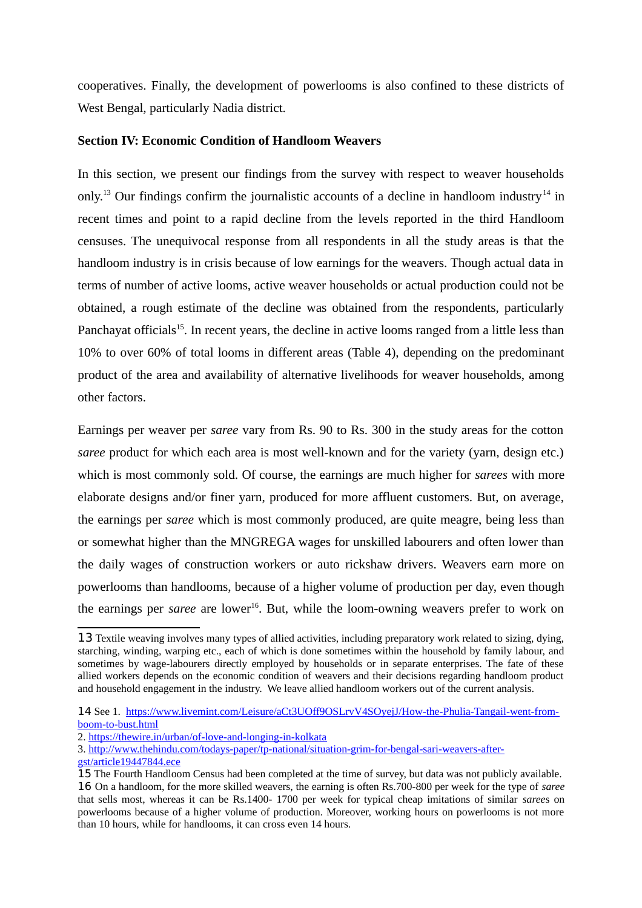cooperatives. Finally, the development of powerlooms is also confined to these districts of West Bengal, particularly Nadia district.

**Section IV: Economic Condition of Handloom Weavers**

In this section, we present our findings from the survey with respect to weaver households only.[13] Our findings confirm the journalistic accounts of a decline in handloom industry[14] in recent times and point to a rapid decline from the levels reported in the third Handloom censuses. The unequivocal response from all respondents in all the study areas is that the handloom industry is in crisis because of low earnings for the weavers. Though actual data in terms of number of active looms, active weaver households or actual production could not be obtained, a rough estimate of the decline was obtained from the respondents, particularly Panchayat officials[15]. In recent years, the decline in active looms ranged from a little less than 10% to over 60% of total looms in different areas (Table 4), depending on the predominant product of the area and availability of alternative livelihoods for weaver households, among other factors.

Earnings per weaver per *saree* vary from Rs. 90 to Rs. 300 in the study areas for the cotton *saree* product for which each area is most well-known and for the variety (yarn, design etc.) which is most commonly sold. Of course, the earnings are much higher for *sarees* with more elaborate designs and/or finer yarn, produced for more affluent customers. But, on average, the earnings per *saree* which is most commonly produced, are quite meagre, being less than or somewhat higher than the MNGREGA wages for unskilled labourers and often lower than the daily wages of construction workers or auto rickshaw drivers. Weavers earn more on powerlooms than handlooms, because of a higher volume of production per day, even though the earnings per *saree* are lower[16]. But, while the loom-owning weavers prefer to work on

---

13 Textile weaving involves many types of allied activities, including preparatory work related to sizing, dying, starching, winding, warping etc., each of which is done sometimes within the household by family labour, and sometimes by wage-labourers directly employed by households or in separate enterprises. The fate of these allied workers depends on the economic condition of weavers and their decisions regarding handloom product and household engagement in the industry. We leave allied handloom workers out of the current analysis.

14 See 1. https://www.livemint.com/Leisure/aCt3UOff9OSLrvV4SOyejJ/How-the-Phulia-Tangail-went-from-boom-to-bust.html
2. https://thewire.in/urban/of-love-and-longing-in-kolkata
3. http://www.thehindu.com/todays-paper/tp-national/situation-grim-for-bengal-sari-weavers-after-gst/article19447844.ece

15 The Fourth Handloom Census had been completed at the time of survey, but data was not publicly available.

16 On a handloom, for the more skilled weavers, the earning is often Rs.700-800 per week for the type of *saree* that sells most, whereas it can be Rs.1400- 1700 per week for typical cheap imitations of similar *saree*s on powerlooms because of a higher volume of production. Moreover, working hours on powerlooms is not more than 10 hours, while for handlooms, it can cross even 14 hours.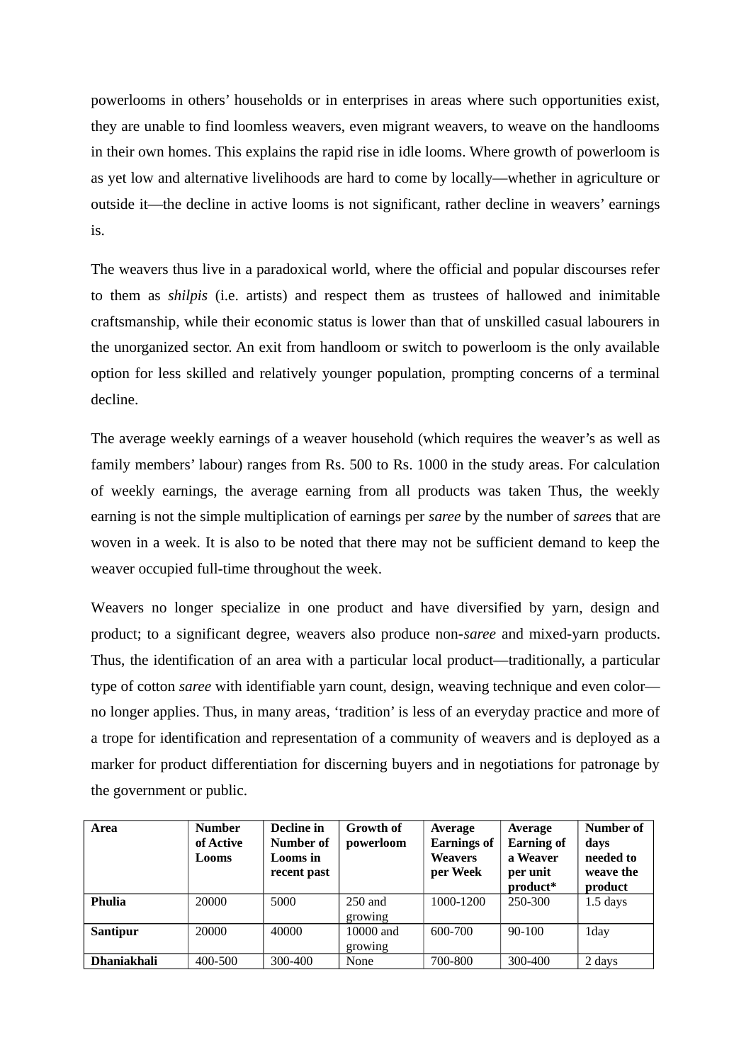powerlooms in others' households or in enterprises in areas where such opportunities exist, they are unable to find loomless weavers, even migrant weavers, to weave on the handlooms in their own homes. This explains the rapid rise in idle looms. Where growth of powerloom is as yet low and alternative livelihoods are hard to come by locally—whether in agriculture or outside it—the decline in active looms is not significant, rather decline in weavers' earnings is.

The weavers thus live in a paradoxical world, where the official and popular discourses refer to them as *shilpis* (i.e. artists) and respect them as trustees of hallowed and inimitable craftsmanship, while their economic status is lower than that of unskilled casual labourers in the unorganized sector. An exit from handloom or switch to powerloom is the only available option for less skilled and relatively younger population, prompting concerns of a terminal decline.

The average weekly earnings of a weaver household (which requires the weaver's as well as family members' labour) ranges from Rs. 500 to Rs. 1000 in the study areas. For calculation of weekly earnings, the average earning from all products was taken Thus, the weekly earning is not the simple multiplication of earnings per *saree* by the number of *saree*s that are woven in a week. It is also to be noted that there may not be sufficient demand to keep the weaver occupied full-time throughout the week.

Weavers no longer specialize in one product and have diversified by yarn, design and product; to a significant degree, weavers also produce non-*saree* and mixed-yarn products. Thus, the identification of an area with a particular local product—traditionally, a particular type of cotton *saree* with identifiable yarn count, design, weaving technique and even color—no longer applies. Thus, in many areas, 'tradition' is less of an everyday practice and more of a trope for identification and representation of a community of weavers and is deployed as a marker for product differentiation for discerning buyers and in negotiations for patronage by the government or public.

| Area | Number of Active Looms | Decline in Number of Looms in recent past | Growth of powerloom | Average Earnings of Weavers per Week | Average Earning of a Weaver per unit product* | Number of days needed to weave the product |
|---|---|---|---|---|---|---|
| **Phulia** | 20000 | 5000 | 250 and growing | 1000-1200 | 250-300 | 1.5 days |
| **Santipur** | 20000 | 40000 | 10000 and growing | 600-700 | 90-100 | 1day |
| **Dhaniakhali** | 400-500 | 300-400 | None | 700-800 | 300-400 | 2 days |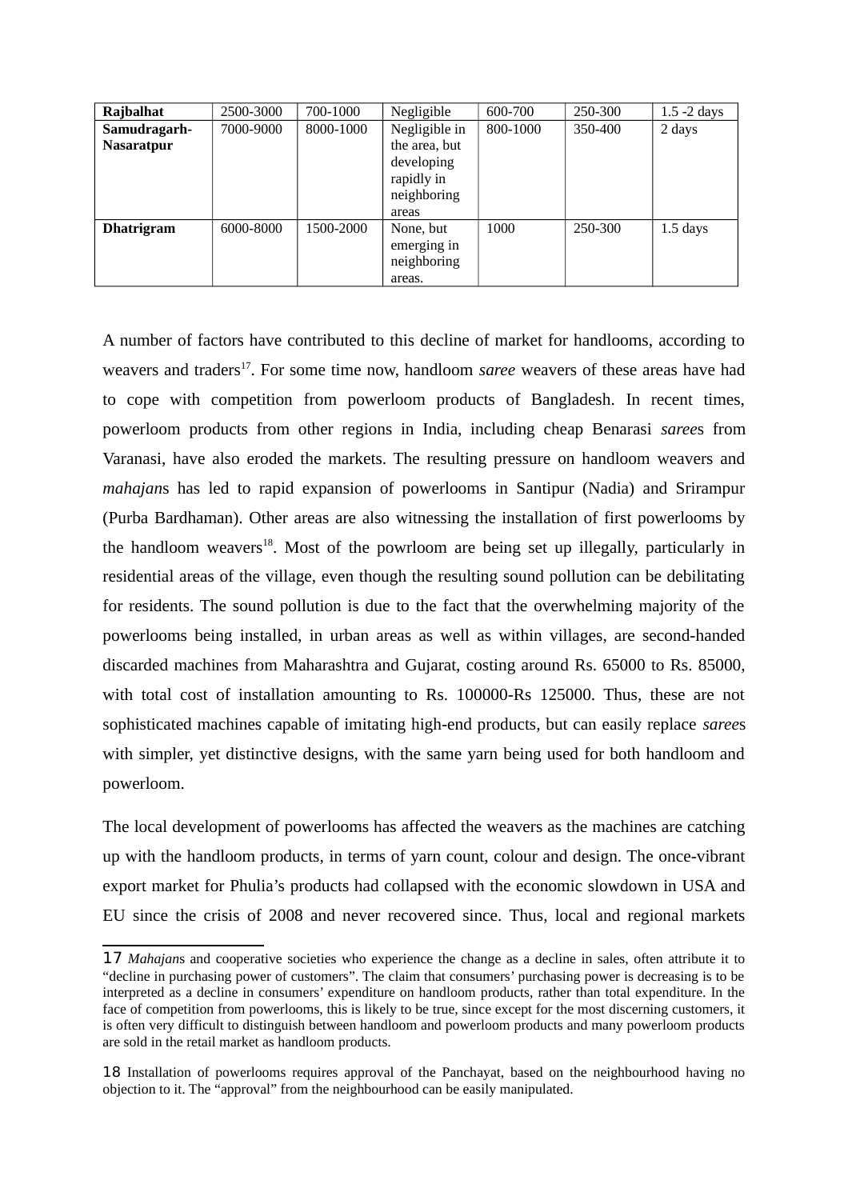| **Rajbalhat** | 2500-3000 | 700-1000 | Negligible | 600-700 | 250-300 | 1.5 -2 days |
|---|---|---|---|---|---|---|
| **Samudragarh-Nasaratpur** | 7000-9000 | 8000-1000 | Negligible in the area, but developing rapidly in neighboring areas | 800-1000 | 350-400 | 2 days |
| **Dhatrigram** | 6000-8000 | 1500-2000 | None, but emerging in neighboring areas. | 1000 | 250-300 | 1.5 days |

A number of factors have contributed to this decline of market for handlooms, according to weavers and traders[17]. For some time now, handloom *saree* weavers of these areas have had to cope with competition from powerloom products of Bangladesh. In recent times, powerloom products from other regions in India, including cheap Benarasi *saree*s from Varanasi, have also eroded the markets. The resulting pressure on handloom weavers and *mahajan*s has led to rapid expansion of powerlooms in Santipur (Nadia) and Srirampur (Purba Bardhaman). Other areas are also witnessing the installation of first powerlooms by the handloom weavers[18]. Most of the powrloom are being set up illegally, particularly in residential areas of the village, even though the resulting sound pollution can be debilitating for residents. The sound pollution is due to the fact that the overwhelming majority of the powerlooms being installed, in urban areas as well as within villages, are second-handed discarded machines from Maharashtra and Gujarat, costing around Rs. 65000 to Rs. 85000, with total cost of installation amounting to Rs. 100000-Rs 125000. Thus, these are not sophisticated machines capable of imitating high-end products, but can easily replace *saree*s with simpler, yet distinctive designs, with the same yarn being used for both handloom and powerloom.

The local development of powerlooms has affected the weavers as the machines are catching up with the handloom products, in terms of yarn count, colour and design. The once-vibrant export market for Phulia's products had collapsed with the economic slowdown in USA and EU since the crisis of 2008 and never recovered since. Thus, local and regional markets

17 *Mahajan*s and cooperative societies who experience the change as a decline in sales, often attribute it to "decline in purchasing power of customers". The claim that consumers' purchasing power is decreasing is to be interpreted as a decline in consumers' expenditure on handloom products, rather than total expenditure. In the face of competition from powerlooms, this is likely to be true, since except for the most discerning customers, it is often very difficult to distinguish between handloom and powerloom products and many powerloom products are sold in the retail market as handloom products.

18 Installation of powerlooms requires approval of the Panchayat, based on the neighbourhood having no objection to it. The "approval" from the neighbourhood can be easily manipulated.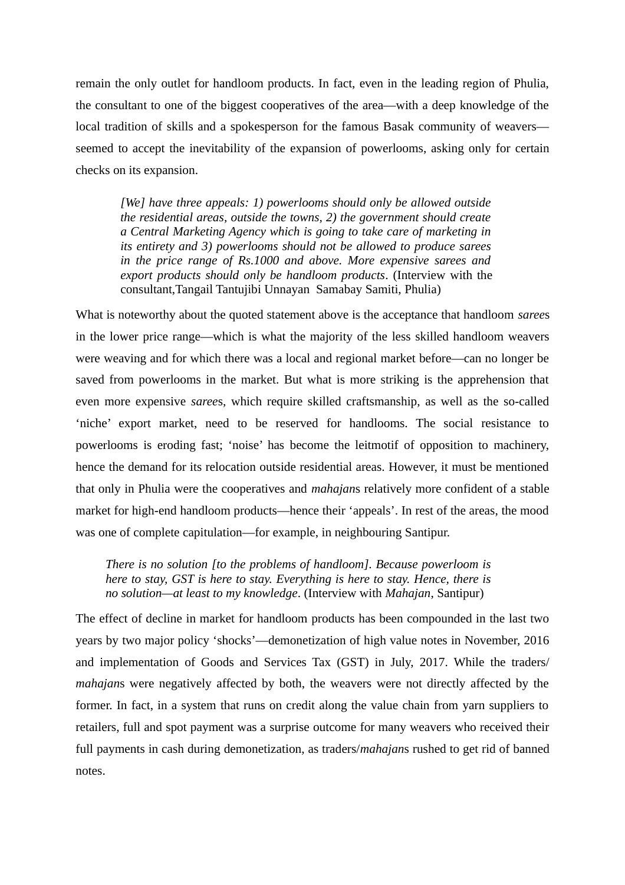remain the only outlet for handloom products. In fact, even in the leading region of Phulia, the consultant to one of the biggest cooperatives of the area—with a deep knowledge of the local tradition of skills and a spokesperson for the famous Basak community of weavers—seemed to accept the inevitability of the expansion of powerlooms, asking only for certain checks on its expansion.

> *[We] have three appeals: 1) powerlooms should only be allowed outside the residential areas, outside the towns, 2) the government should create a Central Marketing Agency which is going to take care of marketing in its entirety and 3) powerlooms should not be allowed to produce sarees in the price range of Rs.1000 and above. More expensive sarees and export products should only be handloom products*. (Interview with the consultant,Tangail Tantujibi Unnayan Samabay Samiti, Phulia)

What is noteworthy about the quoted statement above is the acceptance that handloom *saree*s in the lower price range—which is what the majority of the less skilled handloom weavers were weaving and for which there was a local and regional market before—can no longer be saved from powerlooms in the market. But what is more striking is the apprehension that even more expensive *saree*s, which require skilled craftsmanship, as well as the so-called 'niche' export market, need to be reserved for handlooms. The social resistance to powerlooms is eroding fast; 'noise' has become the leitmotif of opposition to machinery, hence the demand for its relocation outside residential areas. However, it must be mentioned that only in Phulia were the cooperatives and *mahajan*s relatively more confident of a stable market for high-end handloom products—hence their 'appeals'. In rest of the areas, the mood was one of complete capitulation—for example, in neighbouring Santipur.

> *There is no solution [to the problems of handloom]. Because powerloom is here to stay, GST is here to stay. Everything is here to stay. Hence, there is no solution—at least to my knowledge*. (Interview with *Mahajan*, Santipur)

The effect of decline in market for handloom products has been compounded in the last two years by two major policy 'shocks'—demonetization of high value notes in November, 2016 and implementation of Goods and Services Tax (GST) in July, 2017. While the traders/ *mahajan*s were negatively affected by both, the weavers were not directly affected by the former. In fact, in a system that runs on credit along the value chain from yarn suppliers to retailers, full and spot payment was a surprise outcome for many weavers who received their full payments in cash during demonetization, as traders/*mahajan*s rushed to get rid of banned notes.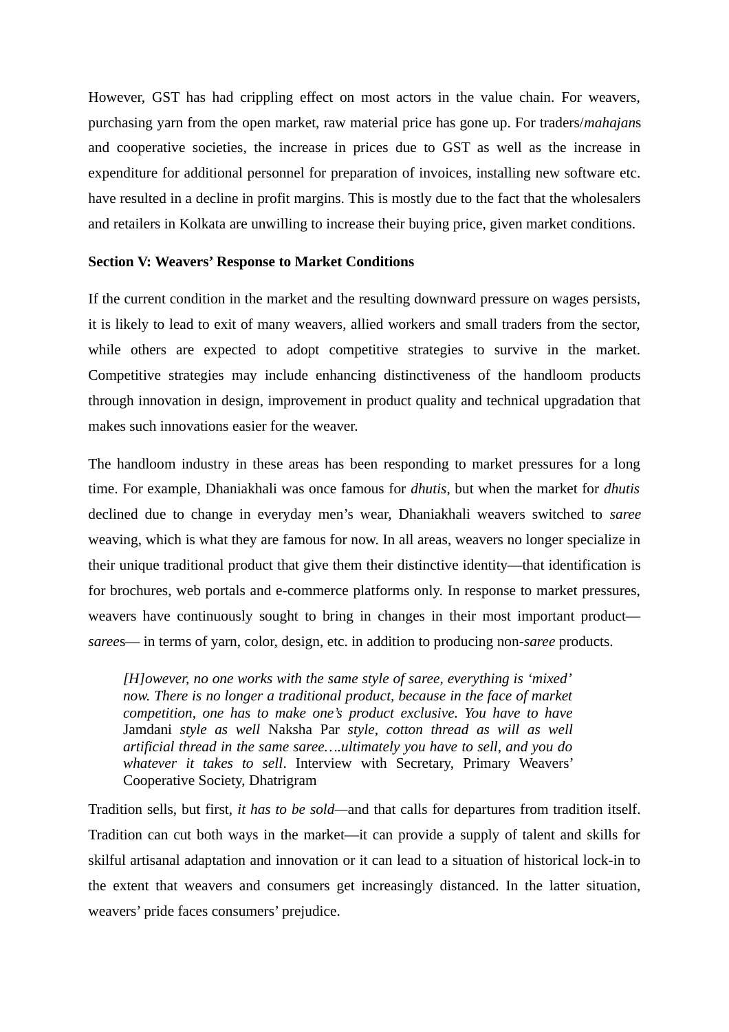However, GST has had crippling effect on most actors in the value chain. For weavers, purchasing yarn from the open market, raw material price has gone up. For traders/*mahajan*s and cooperative societies, the increase in prices due to GST as well as the increase in expenditure for additional personnel for preparation of invoices, installing new software etc. have resulted in a decline in profit margins. This is mostly due to the fact that the wholesalers and retailers in Kolkata are unwilling to increase their buying price, given market conditions.

**Section V: Weavers' Response to Market Conditions**

If the current condition in the market and the resulting downward pressure on wages persists, it is likely to lead to exit of many weavers, allied workers and small traders from the sector, while others are expected to adopt competitive strategies to survive in the market. Competitive strategies may include enhancing distinctiveness of the handloom products through innovation in design, improvement in product quality and technical upgradation that makes such innovations easier for the weaver.

The handloom industry in these areas has been responding to market pressures for a long time. For example, Dhaniakhali was once famous for *dhutis*, but when the market for *dhutis* declined due to change in everyday men's wear, Dhaniakhali weavers switched to *saree* weaving, which is what they are famous for now. In all areas, weavers no longer specialize in their unique traditional product that give them their distinctive identity—that identification is for brochures, web portals and e-commerce platforms only. In response to market pressures, weavers have continuously sought to bring in changes in their most important product—*saree*s— in terms of yarn, color, design, etc. in addition to producing non-*saree* products.

> *[H]owever, no one works with the same style of saree, everything is 'mixed' now. There is no longer a traditional product, because in the face of market competition, one has to make one's product exclusive. You have to have* Jamdani *style as well* Naksha Par *style, cotton thread as will as well artificial thread in the same saree….ultimately you have to sell, and you do whatever it takes to sell*. Interview with Secretary, Primary Weavers' Cooperative Society, Dhatrigram

Tradition sells, but first, *it has to be sold*—and that calls for departures from tradition itself. Tradition can cut both ways in the market—it can provide a supply of talent and skills for skilful artisanal adaptation and innovation or it can lead to a situation of historical lock-in to the extent that weavers and consumers get increasingly distanced. In the latter situation, weavers' pride faces consumers' prejudice.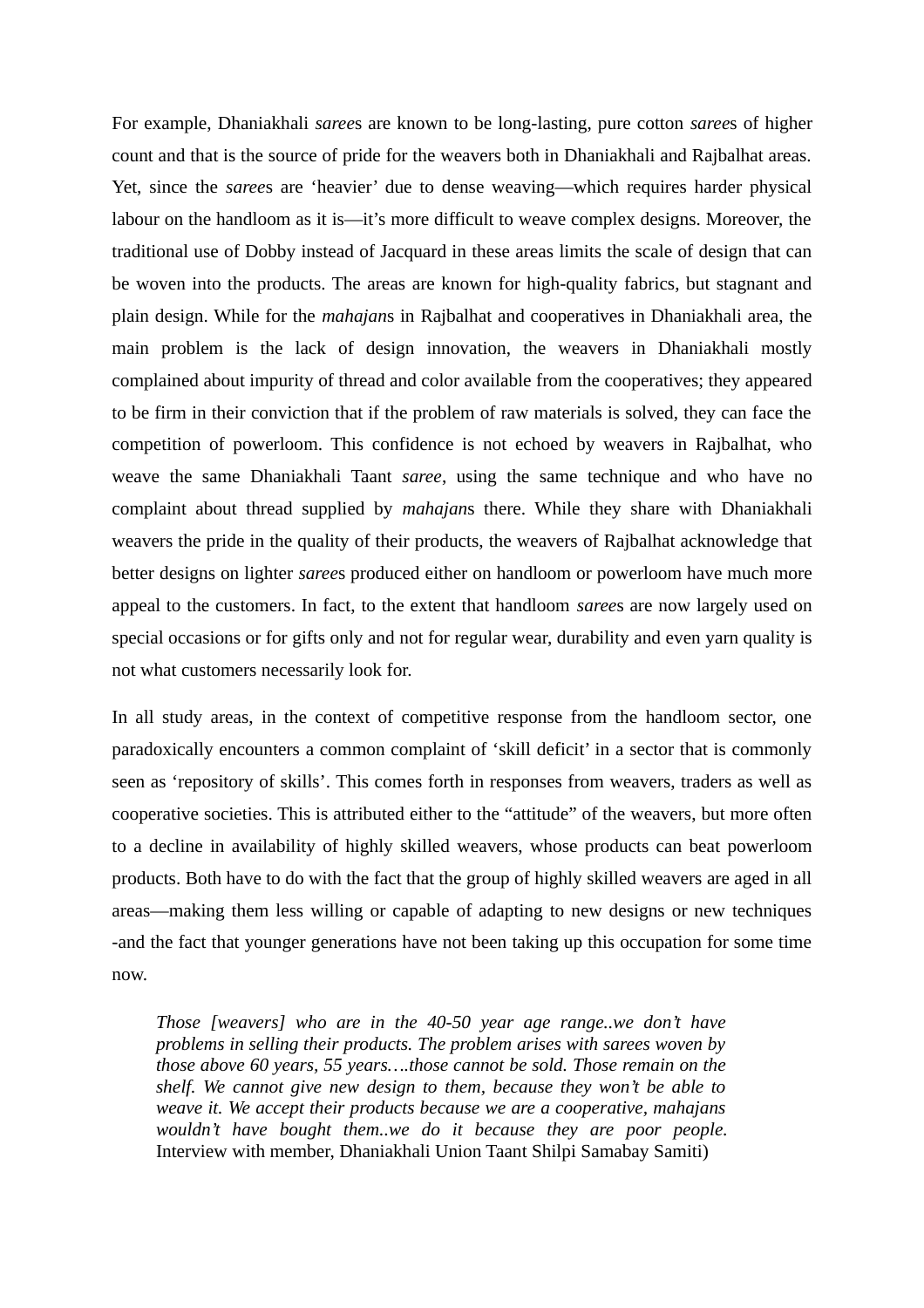For example, Dhaniakhali *saree*s are known to be long-lasting, pure cotton *saree*s of higher count and that is the source of pride for the weavers both in Dhaniakhali and Rajbalhat areas. Yet, since the *saree*s are ‘heavier’ due to dense weaving—which requires harder physical labour on the handloom as it is—it’s more difficult to weave complex designs. Moreover, the traditional use of Dobby instead of Jacquard in these areas limits the scale of design that can be woven into the products. The areas are known for high-quality fabrics, but stagnant and plain design. While for the *mahajan*s in Rajbalhat and cooperatives in Dhaniakhali area, the main problem is the lack of design innovation, the weavers in Dhaniakhali mostly complained about impurity of thread and color available from the cooperatives; they appeared to be firm in their conviction that if the problem of raw materials is solved, they can face the competition of powerloom. This confidence is not echoed by weavers in Rajbalhat, who weave the same Dhaniakhali Taant *saree*, using the same technique and who have no complaint about thread supplied by *mahajan*s there. While they share with Dhaniakhali weavers the pride in the quality of their products, the weavers of Rajbalhat acknowledge that better designs on lighter *saree*s produced either on handloom or powerloom have much more appeal to the customers. In fact, to the extent that handloom *saree*s are now largely used on special occasions or for gifts only and not for regular wear, durability and even yarn quality is not what customers necessarily look for.

In all study areas, in the context of competitive response from the handloom sector, one paradoxically encounters a common complaint of ‘skill deficit’ in a sector that is commonly seen as ‘repository of skills’. This comes forth in responses from weavers, traders as well as cooperative societies. This is attributed either to the “attitude” of the weavers, but more often to a decline in availability of highly skilled weavers, whose products can beat powerloom products. Both have to do with the fact that the group of highly skilled weavers are aged in all areas—making them less willing or capable of adapting to new designs or new techniques -and the fact that younger generations have not been taking up this occupation for some time now.

> *Those [weavers] who are in the 40-50 year age range..we don’t have problems in selling their products. The problem arises with sarees woven by those above 60 years, 55 years….those cannot be sold. Those remain on the shelf. We cannot give new design to them, because they won’t be able to weave it. We accept their products because we are a cooperative, mahajans wouldn’t have bought them..we do it because they are poor people.* Interview with member, Dhaniakhali Union Taant Shilpi Samabay Samiti)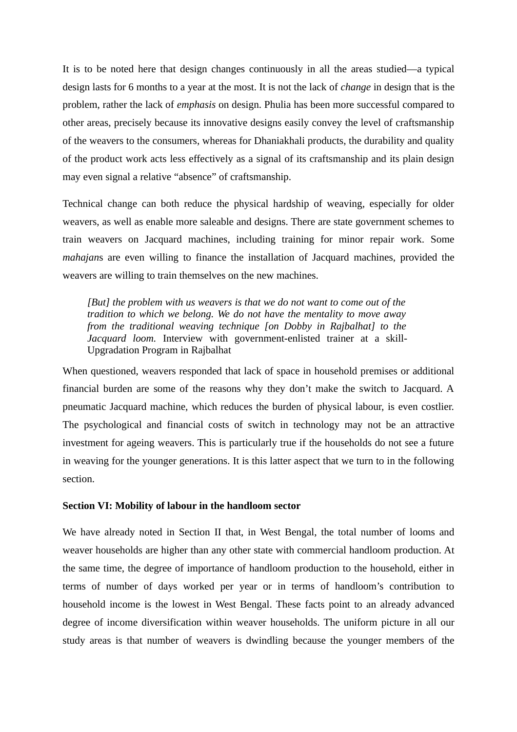It is to be noted here that design changes continuously in all the areas studied—a typical design lasts for 6 months to a year at the most. It is not the lack of *change* in design that is the problem, rather the lack of *emphasis* on design. Phulia has been more successful compared to other areas, precisely because its innovative designs easily convey the level of craftsmanship of the weavers to the consumers, whereas for Dhaniakhali products, the durability and quality of the product work acts less effectively as a signal of its craftsmanship and its plain design may even signal a relative "absence" of craftsmanship.

Technical change can both reduce the physical hardship of weaving, especially for older weavers, as well as enable more saleable and designs. There are state government schemes to train weavers on Jacquard machines, including training for minor repair work. Some *mahajan*s are even willing to finance the installation of Jacquard machines, provided the weavers are willing to train themselves on the new machines.

> *[But] the problem with us weavers is that we do not want to come out of the tradition to which we belong. We do not have the mentality to move away from the traditional weaving technique [on Dobby in Rajbalhat] to the Jacquard loom.* Interview with government-enlisted trainer at a skill-Upgradation Program in Rajbalhat

When questioned, weavers responded that lack of space in household premises or additional financial burden are some of the reasons why they don't make the switch to Jacquard. A pneumatic Jacquard machine, which reduces the burden of physical labour, is even costlier. The psychological and financial costs of switch in technology may not be an attractive investment for ageing weavers. This is particularly true if the households do not see a future in weaving for the younger generations. It is this latter aspect that we turn to in the following section.

## Section VI: Mobility of labour in the handloom sector

We have already noted in Section II that, in West Bengal, the total number of looms and weaver households are higher than any other state with commercial handloom production. At the same time, the degree of importance of handloom production to the household, either in terms of number of days worked per year or in terms of handloom's contribution to household income is the lowest in West Bengal. These facts point to an already advanced degree of income diversification within weaver households. The uniform picture in all our study areas is that number of weavers is dwindling because the younger members of the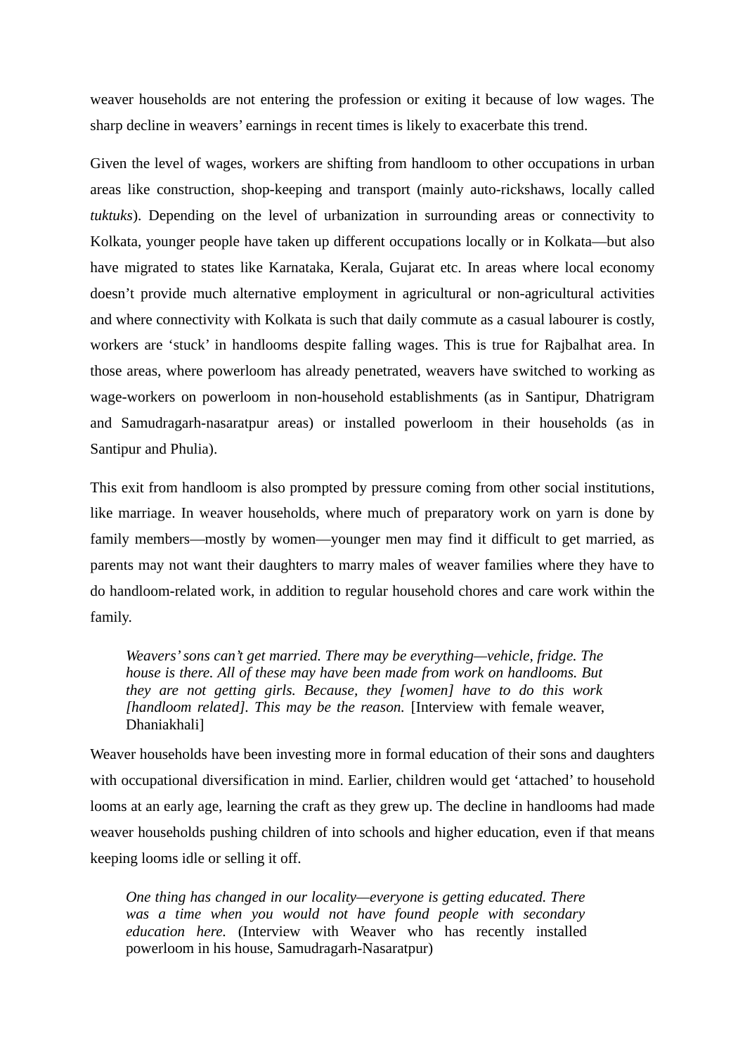weaver households are not entering the profession or exiting it because of low wages. The sharp decline in weavers' earnings in recent times is likely to exacerbate this trend.

Given the level of wages, workers are shifting from handloom to other occupations in urban areas like construction, shop-keeping and transport (mainly auto-rickshaws, locally called *tuktuks*). Depending on the level of urbanization in surrounding areas or connectivity to Kolkata, younger people have taken up different occupations locally or in Kolkata—but also have migrated to states like Karnataka, Kerala, Gujarat etc. In areas where local economy doesn't provide much alternative employment in agricultural or non-agricultural activities and where connectivity with Kolkata is such that daily commute as a casual labourer is costly, workers are 'stuck' in handlooms despite falling wages. This is true for Rajbalhat area. In those areas, where powerloom has already penetrated, weavers have switched to working as wage-workers on powerloom in non-household establishments (as in Santipur, Dhatrigram and Samudragarh-nasaratpur areas) or installed powerloom in their households (as in Santipur and Phulia).

This exit from handloom is also prompted by pressure coming from other social institutions, like marriage. In weaver households, where much of preparatory work on yarn is done by family members—mostly by women—younger men may find it difficult to get married, as parents may not want their daughters to marry males of weaver families where they have to do handloom-related work, in addition to regular household chores and care work within the family.

> *Weavers' sons can't get married. There may be everything—vehicle, fridge. The house is there. All of these may have been made from work on handlooms. But they are not getting girls. Because, they [women] have to do this work [handloom related]. This may be the reason.* [Interview with female weaver, Dhaniakhali]

Weaver households have been investing more in formal education of their sons and daughters with occupational diversification in mind. Earlier, children would get 'attached' to household looms at an early age, learning the craft as they grew up. The decline in handlooms had made weaver households pushing children of into schools and higher education, even if that means keeping looms idle or selling it off.

> *One thing has changed in our locality—everyone is getting educated. There was a time when you would not have found people with secondary education here.* (Interview with Weaver who has recently installed powerloom in his house, Samudragarh-Nasaratpur)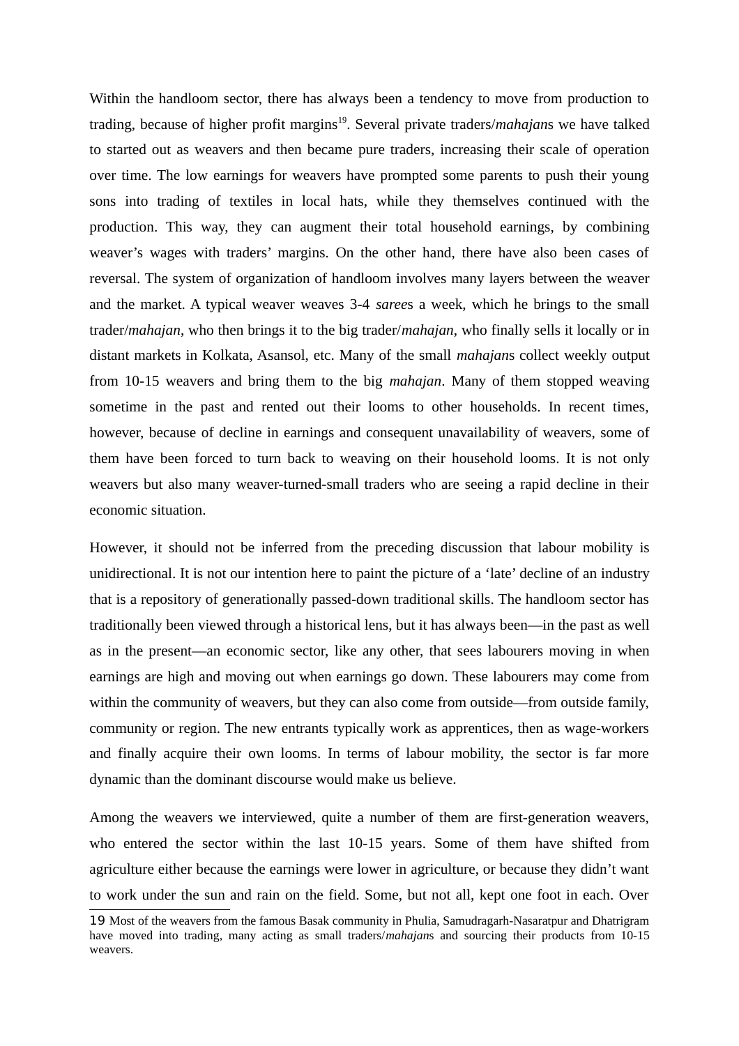Within the handloom sector, there has always been a tendency to move from production to trading, because of higher profit margins[19]. Several private traders/*mahajan*s we have talked to started out as weavers and then became pure traders, increasing their scale of operation over time. The low earnings for weavers have prompted some parents to push their young sons into trading of textiles in local hats, while they themselves continued with the production. This way, they can augment their total household earnings, by combining weaver's wages with traders' margins. On the other hand, there have also been cases of reversal. The system of organization of handloom involves many layers between the weaver and the market. A typical weaver weaves 3-4 *saree*s a week, which he brings to the small trader/*mahajan*, who then brings it to the big trader/*mahajan*, who finally sells it locally or in distant markets in Kolkata, Asansol, etc. Many of the small *mahajan*s collect weekly output from 10-15 weavers and bring them to the big *mahajan*. Many of them stopped weaving sometime in the past and rented out their looms to other households. In recent times, however, because of decline in earnings and consequent unavailability of weavers, some of them have been forced to turn back to weaving on their household looms. It is not only weavers but also many weaver-turned-small traders who are seeing a rapid decline in their economic situation.

However, it should not be inferred from the preceding discussion that labour mobility is unidirectional. It is not our intention here to paint the picture of a 'late' decline of an industry that is a repository of generationally passed-down traditional skills. The handloom sector has traditionally been viewed through a historical lens, but it has always been—in the past as well as in the present—an economic sector, like any other, that sees labourers moving in when earnings are high and moving out when earnings go down. These labourers may come from within the community of weavers, but they can also come from outside—from outside family, community or region. The new entrants typically work as apprentices, then as wage-workers and finally acquire their own looms. In terms of labour mobility, the sector is far more dynamic than the dominant discourse would make us believe.

Among the weavers we interviewed, quite a number of them are first-generation weavers, who entered the sector within the last 10-15 years. Some of them have shifted from agriculture either because the earnings were lower in agriculture, or because they didn't want to work under the sun and rain on the field. Some, but not all, kept one foot in each. Over

---

[19] Most of the weavers from the famous Basak community in Phulia, Samudragarh-Nasaratpur and Dhatrigram have moved into trading, many acting as small traders/*mahajan*s and sourcing their products from 10-15 weavers.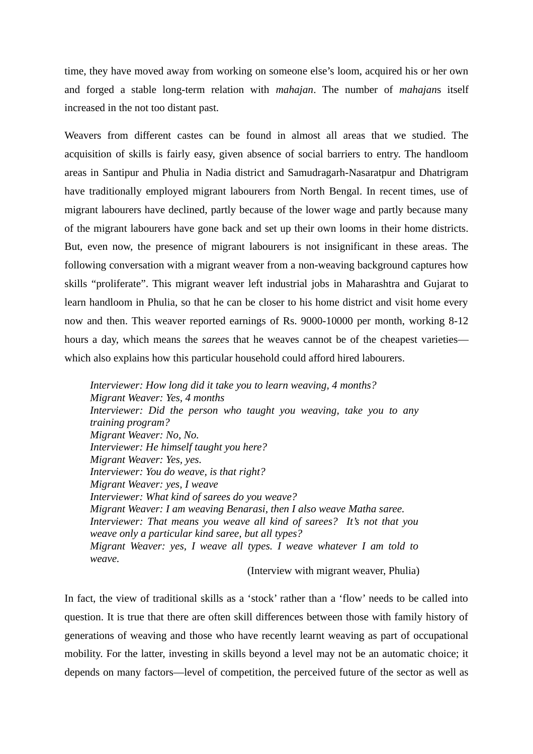time, they have moved away from working on someone else's loom, acquired his or her own and forged a stable long-term relation with *mahajan*. The number of *mahajan*s itself increased in the not too distant past.

Weavers from different castes can be found in almost all areas that we studied. The acquisition of skills is fairly easy, given absence of social barriers to entry. The handloom areas in Santipur and Phulia in Nadia district and Samudragarh-Nasaratpur and Dhatrigram have traditionally employed migrant labourers from North Bengal. In recent times, use of migrant labourers have declined, partly because of the lower wage and partly because many of the migrant labourers have gone back and set up their own looms in their home districts. But, even now, the presence of migrant labourers is not insignificant in these areas. The following conversation with a migrant weaver from a non-weaving background captures how skills "proliferate". This migrant weaver left industrial jobs in Maharashtra and Gujarat to learn handloom in Phulia, so that he can be closer to his home district and visit home every now and then. This weaver reported earnings of Rs. 9000-10000 per month, working 8-12 hours a day, which means the *saree*s that he weaves cannot be of the cheapest varieties—which also explains how this particular household could afford hired labourers.

> *Interviewer: How long did it take you to learn weaving, 4 months?*
> *Migrant Weaver: Yes, 4 months*
> *Interviewer: Did the person who taught you weaving, take you to any training program?*
> *Migrant Weaver: No, No.*
> *Interviewer: He himself taught you here?*
> *Migrant Weaver: Yes, yes.*
> *Interviewer: You do weave, is that right?*
> *Migrant Weaver: yes, I weave*
> *Interviewer: What kind of sarees do you weave?*
> *Migrant Weaver: I am weaving Benarasi, then I also weave Matha saree.*
> *Interviewer: That means you weave all kind of sarees? It's not that you weave only a particular kind saree, but all types?*
> *Migrant Weaver: yes, I weave all types. I weave whatever I am told to weave.*
>
> (Interview with migrant weaver, Phulia)

In fact, the view of traditional skills as a 'stock' rather than a 'flow' needs to be called into question. It is true that there are often skill differences between those with family history of generations of weaving and those who have recently learnt weaving as part of occupational mobility. For the latter, investing in skills beyond a level may not be an automatic choice; it depends on many factors—level of competition, the perceived future of the sector as well as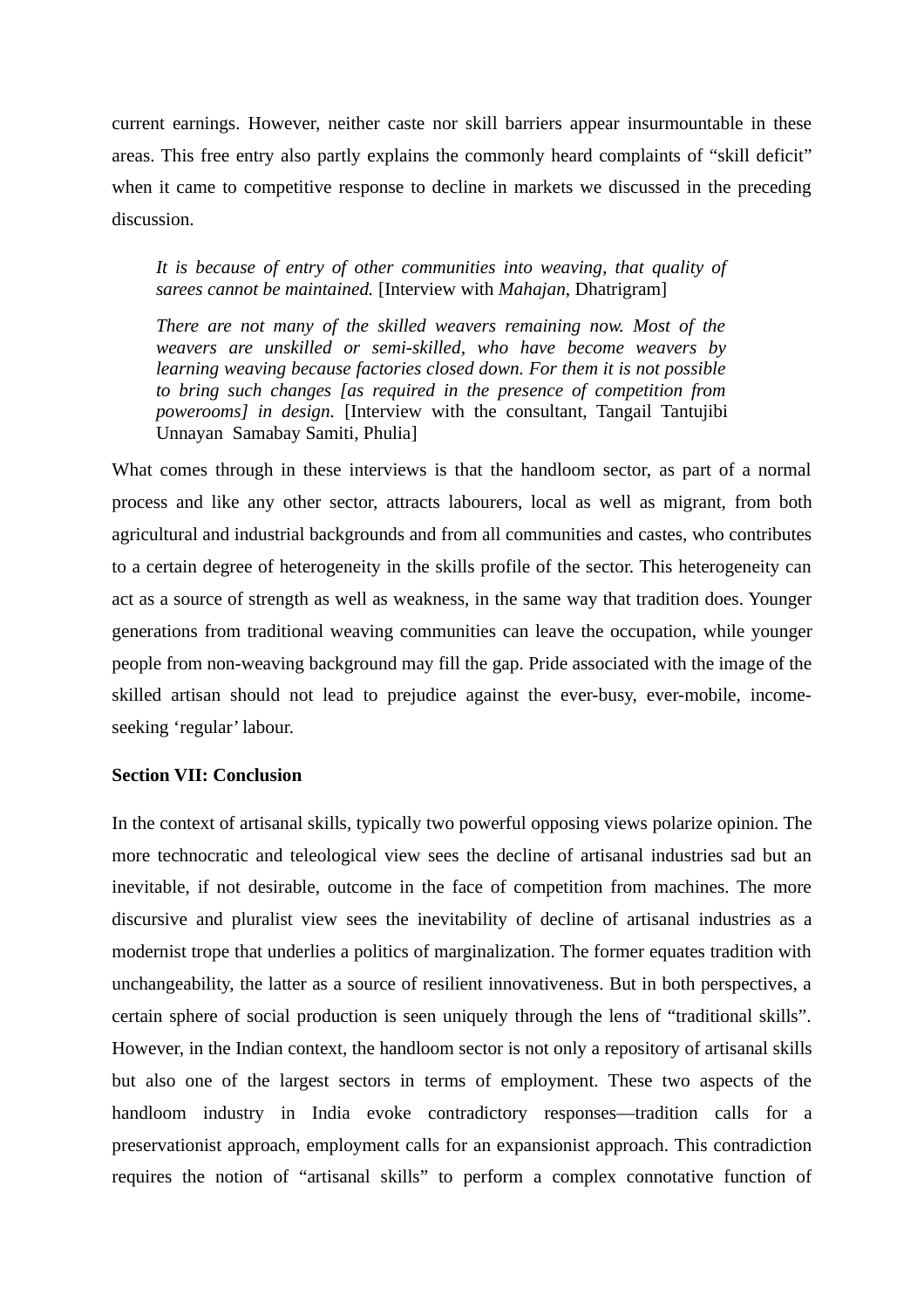current earnings. However, neither caste nor skill barriers appear insurmountable in these areas. This free entry also partly explains the commonly heard complaints of "skill deficit" when it came to competitive response to decline in markets we discussed in the preceding discussion.

> *It is because of entry of other communities into weaving, that quality of sarees cannot be maintained.* [Interview with *Mahajan*, Dhatrigram]
>
> *There are not many of the skilled weavers remaining now. Most of the weavers are unskilled or semi-skilled, who have become weavers by learning weaving because factories closed down. For them it is not possible to bring such changes [as required in the presence of competition from powerooms] in design.* [Interview with the consultant, Tangail Tantujibi Unnayan Samabay Samiti, Phulia]

What comes through in these interviews is that the handloom sector, as part of a normal process and like any other sector, attracts labourers, local as well as migrant, from both agricultural and industrial backgrounds and from all communities and castes, who contributes to a certain degree of heterogeneity in the skills profile of the sector. This heterogeneity can act as a source of strength as well as weakness, in the same way that tradition does. Younger generations from traditional weaving communities can leave the occupation, while younger people from non-weaving background may fill the gap. Pride associated with the image of the skilled artisan should not lead to prejudice against the ever-busy, ever-mobile, income-seeking 'regular' labour.

**Section VII: Conclusion**

In the context of artisanal skills, typically two powerful opposing views polarize opinion. The more technocratic and teleological view sees the decline of artisanal industries sad but an inevitable, if not desirable, outcome in the face of competition from machines. The more discursive and pluralist view sees the inevitability of decline of artisanal industries as a modernist trope that underlies a politics of marginalization. The former equates tradition with unchangeability, the latter as a source of resilient innovativeness. But in both perspectives, a certain sphere of social production is seen uniquely through the lens of "traditional skills". However, in the Indian context, the handloom sector is not only a repository of artisanal skills but also one of the largest sectors in terms of employment. These two aspects of the handloom industry in India evoke contradictory responses—tradition calls for a preservationist approach, employment calls for an expansionist approach. This contradiction requires the notion of "artisanal skills" to perform a complex connotative function of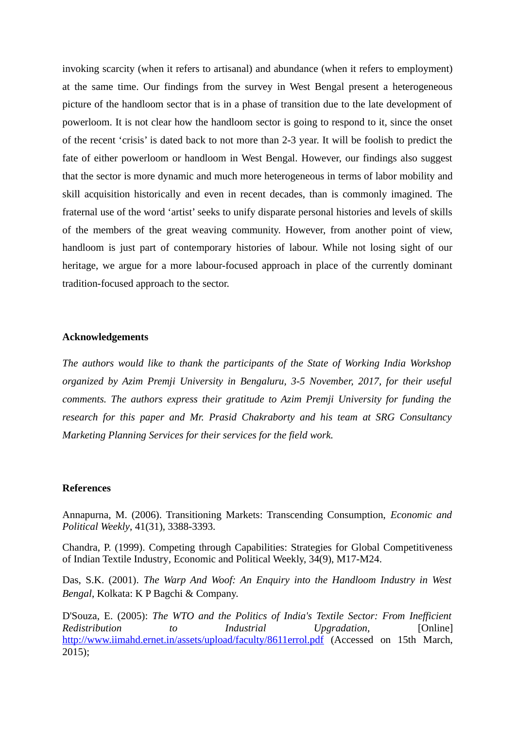invoking scarcity (when it refers to artisanal) and abundance (when it refers to employment) at the same time. Our findings from the survey in West Bengal present a heterogeneous picture of the handloom sector that is in a phase of transition due to the late development of powerloom. It is not clear how the handloom sector is going to respond to it, since the onset of the recent 'crisis' is dated back to not more than 2-3 year. It will be foolish to predict the fate of either powerloom or handloom in West Bengal. However, our findings also suggest that the sector is more dynamic and much more heterogeneous in terms of labor mobility and skill acquisition historically and even in recent decades, than is commonly imagined. The fraternal use of the word 'artist' seeks to unify disparate personal histories and levels of skills of the members of the great weaving community. However, from another point of view, handloom is just part of contemporary histories of labour. While not losing sight of our heritage, we argue for a more labour-focused approach in place of the currently dominant tradition-focused approach to the sector.

**Acknowledgements**

*The authors would like to thank the participants of the State of Working India Workshop organized by Azim Premji University in Bengaluru, 3-5 November, 2017, for their useful comments. The authors express their gratitude to Azim Premji University for funding the research for this paper and Mr. Prasid Chakraborty and his team at SRG Consultancy Marketing Planning Services for their services for the field work.*

**References**

Annapurna, M. (2006). Transitioning Markets: Transcending Consumption, *Economic and Political Weekly*, 41(31), 3388-3393.

Chandra, P. (1999). Competing through Capabilities: Strategies for Global Competitiveness of Indian Textile Industry, Economic and Political Weekly, 34(9), M17-M24.

Das, S.K. (2001). *The Warp And Woof: An Enquiry into the Handloom Industry in West Bengal*, Kolkata: K P Bagchi & Company.

D'Souza, E. (2005): *The WTO and the Politics of India's Textile Sector: From Inefficient Redistribution to Industrial Upgradation*, [Online] http://www.iimahd.ernet.in/assets/upload/faculty/8611errol.pdf (Accessed on 15th March, 2015);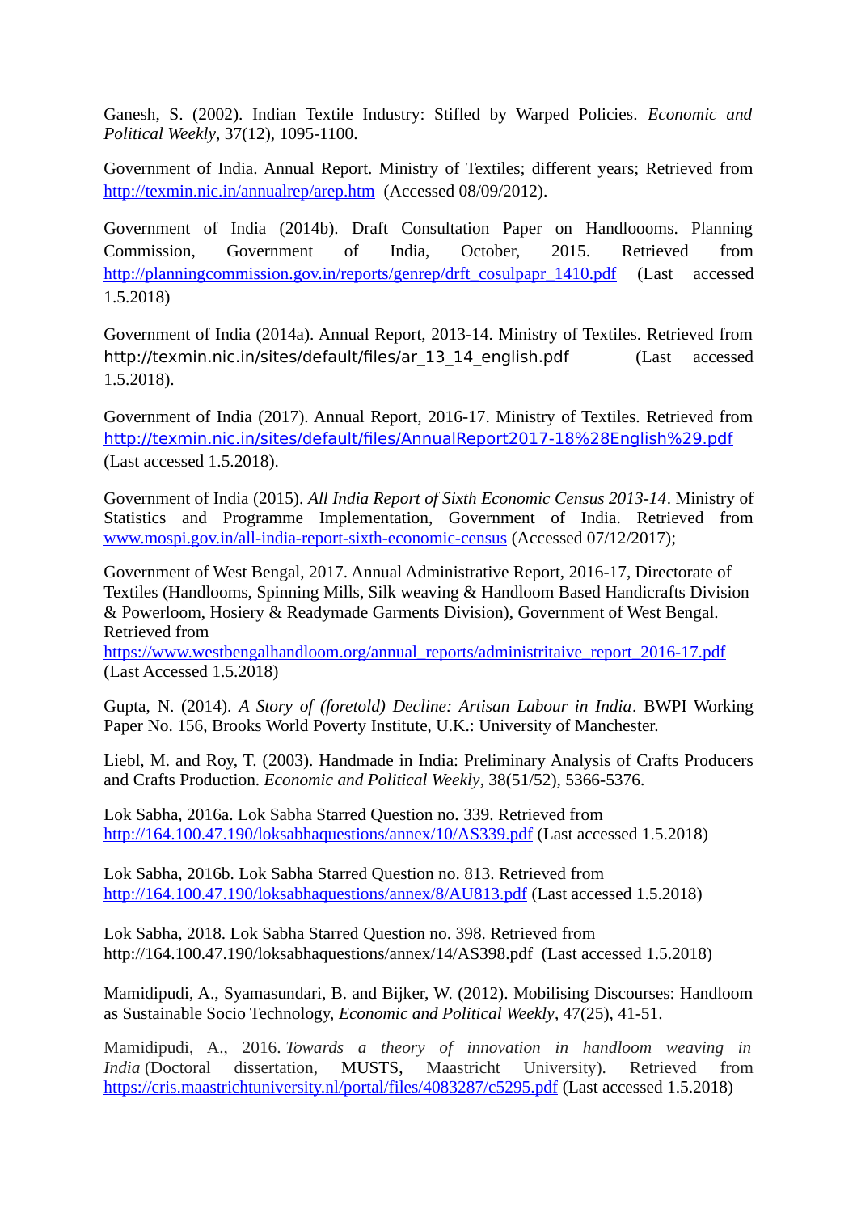Ganesh, S. (2002). Indian Textile Industry: Stifled by Warped Policies. *Economic and Political Weekly*, 37(12), 1095-1100.

Government of India. Annual Report. Ministry of Textiles; different years; Retrieved from http://texmin.nic.in/annualrep/arep.htm (Accessed 08/09/2012).

Government of India (2014b). Draft Consultation Paper on Handlooms. Planning Commission, Government of India, October, 2015. Retrieved from http://planningcommission.gov.in/reports/genrep/drft_cosulpapr_1410.pdf (Last accessed 1.5.2018)

Government of India (2014a). Annual Report, 2013-14. Ministry of Textiles. Retrieved from http://texmin.nic.in/sites/default/files/ar_13_14_english.pdf (Last accessed 1.5.2018).

Government of India (2017). Annual Report, 2016-17. Ministry of Textiles. Retrieved from http://texmin.nic.in/sites/default/files/AnnualReport2017-18%28English%29.pdf (Last accessed 1.5.2018).

Government of India (2015). *All India Report of Sixth Economic Census 2013-14*. Ministry of Statistics and Programme Implementation, Government of India. Retrieved from www.mospi.gov.in/all-india-report-sixth-economic-census (Accessed 07/12/2017);

Government of West Bengal, 2017. Annual Administrative Report, 2016-17, Directorate of Textiles (Handlooms, Spinning Mills, Silk weaving & Handloom Based Handicrafts Division & Powerloom, Hosiery & Readymade Garments Division), Government of West Bengal. Retrieved from https://www.westbengalhandloom.org/annual_reports/administritaive_report_2016-17.pdf (Last Accessed 1.5.2018)

Gupta, N. (2014). *A Story of (foretold) Decline: Artisan Labour in India*. BWPI Working Paper No. 156, Brooks World Poverty Institute, U.K.: University of Manchester.

Liebl, M. and Roy, T. (2003). Handmade in India: Preliminary Analysis of Crafts Producers and Crafts Production. *Economic and Political Weekly*, 38(51/52), 5366-5376.

Lok Sabha, 2016a. Lok Sabha Starred Question no. 339. Retrieved from http://164.100.47.190/loksabhaquestions/annex/10/AS339.pdf (Last accessed 1.5.2018)

Lok Sabha, 2016b. Lok Sabha Starred Question no. 813. Retrieved from http://164.100.47.190/loksabhaquestions/annex/8/AU813.pdf (Last accessed 1.5.2018)

Lok Sabha, 2018. Lok Sabha Starred Question no. 398. Retrieved from http://164.100.47.190/loksabhaquestions/annex/14/AS398.pdf (Last accessed 1.5.2018)

Mamidipudi, A., Syamasundari, B. and Bijker, W. (2012). Mobilising Discourses: Handloom as Sustainable Socio Technology, *Economic and Political Weekly*, 47(25), 41-51.

Mamidipudi, A., 2016. *Towards a theory of innovation in handloom weaving in India* (Doctoral dissertation, MUSTS, Maastricht University). Retrieved from https://cris.maastrichtuniversity.nl/portal/files/4083287/c5295.pdf (Last accessed 1.5.2018)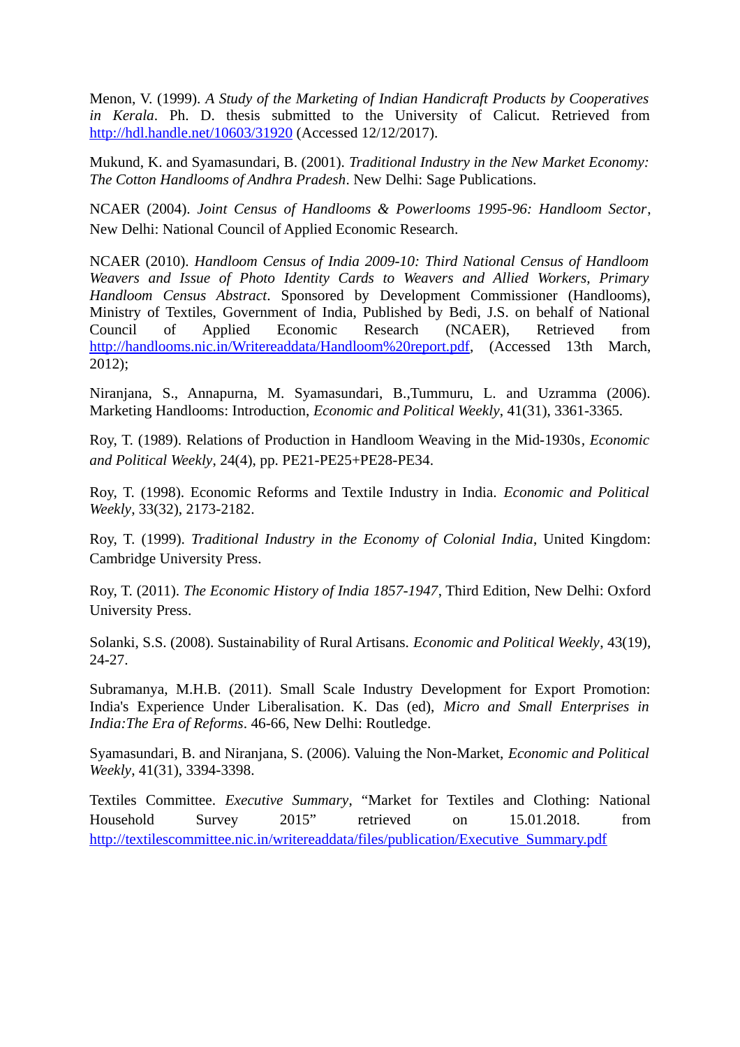Menon, V. (1999). *A Study of the Marketing of Indian Handicraft Products by Cooperatives in Kerala*. Ph. D. thesis submitted to the University of Calicut. Retrieved from http://hdl.handle.net/10603/31920 (Accessed 12/12/2017).

Mukund, K. and Syamasundari, B. (2001). *Traditional Industry in the New Market Economy: The Cotton Handlooms of Andhra Pradesh*. New Delhi: Sage Publications.

NCAER (2004). *Joint Census of Handlooms & Powerlooms 1995-96: Handloom Sector*, New Delhi: National Council of Applied Economic Research.

NCAER (2010). *Handloom Census of India 2009-10: Third National Census of Handloom Weavers and Issue of Photo Identity Cards to Weavers and Allied Workers, Primary Handloom Census Abstract*. Sponsored by Development Commissioner (Handlooms), Ministry of Textiles, Government of India, Published by Bedi, J.S. on behalf of National Council of Applied Economic Research (NCAER), Retrieved from http://handlooms.nic.in/Writereaddata/Handloom%20report.pdf, (Accessed 13th March, 2012);

Niranjana, S., Annapurna, M. Syamasundari, B.,Tummuru, L. and Uzramma (2006). Marketing Handlooms: Introduction, *Economic and Political Weekly*, 41(31), 3361-3365.

Roy, T. (1989). Relations of Production in Handloom Weaving in the Mid-1930s, *Economic and Political Weekly*, 24(4), pp. PE21-PE25+PE28-PE34.

Roy, T. (1998). Economic Reforms and Textile Industry in India. *Economic and Political Weekly*, 33(32), 2173-2182.

Roy, T. (1999). *Traditional Industry in the Economy of Colonial India*, United Kingdom: Cambridge University Press.

Roy, T. (2011). *The Economic History of India 1857-1947*, Third Edition, New Delhi: Oxford University Press.

Solanki, S.S. (2008). Sustainability of Rural Artisans. *Economic and Political Weekly*, 43(19), 24-27.

Subramanya, M.H.B. (2011). Small Scale Industry Development for Export Promotion: India's Experience Under Liberalisation. K. Das (ed), *Micro and Small Enterprises in India:The Era of Reforms*. 46-66, New Delhi: Routledge.

Syamasundari, B. and Niranjana, S. (2006). Valuing the Non-Market, *Economic and Political Weekly*, 41(31), 3394-3398.

Textiles Committee. *Executive Summary*, "Market for Textiles and Clothing: National Household Survey 2015" retrieved on 15.01.2018. from http://textilescommittee.nic.in/writereaddata/files/publication/Executive_Summary.pdf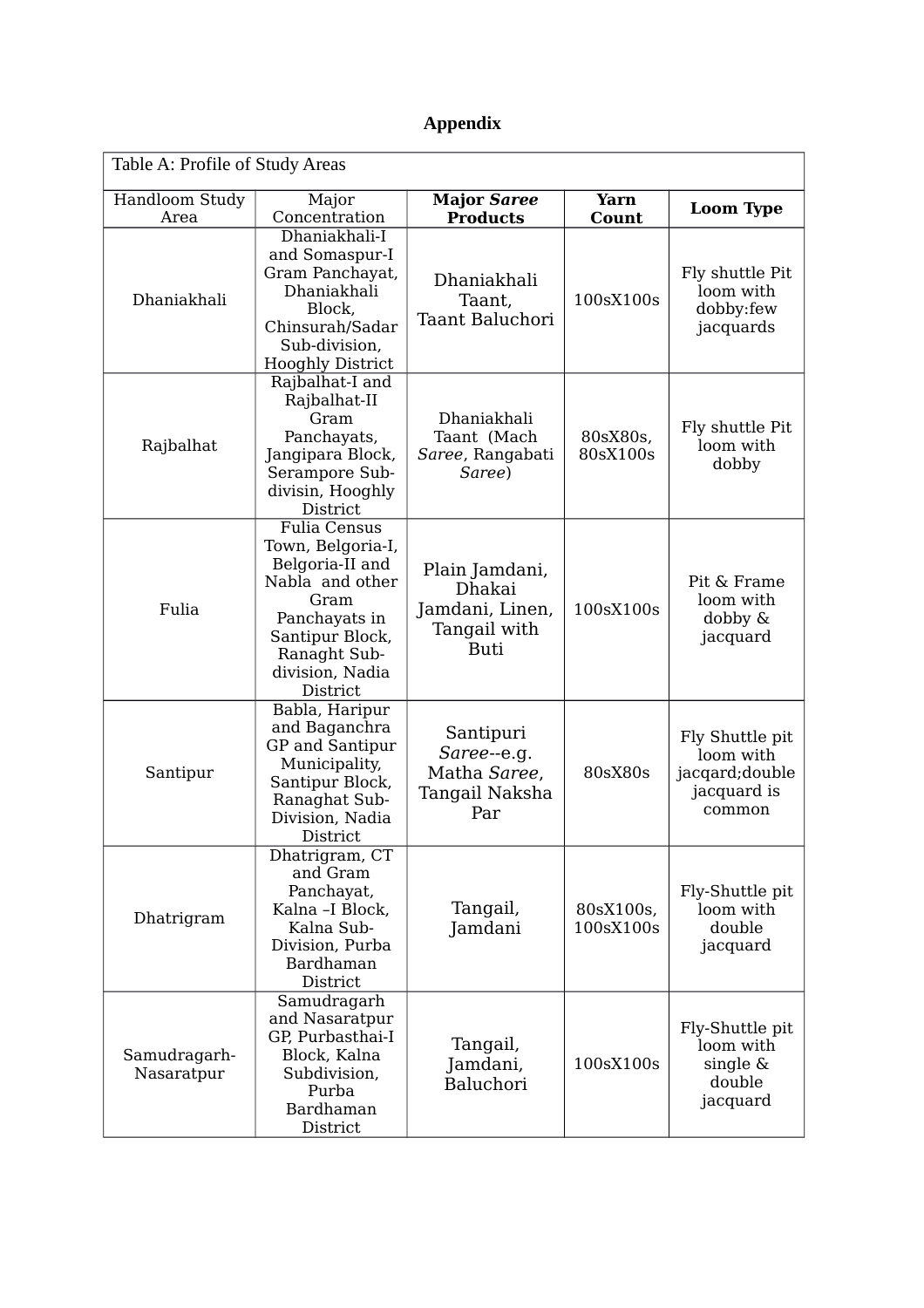# Appendix

Table A: Profile of Study Areas

| Handloom Study Area | Major Concentration | **Major *Saree* Products** | **Yarn Count** | **Loom Type** |
|---|---|---|---|---|
| Dhaniakhali | Dhaniakhali-I and Somaspur-I Gram Panchayat, Dhaniakhali Block, Chinsurah/Sadar Sub-division, Hooghly District | Dhaniakhali Taant, Taant Baluchori | 100sX100s | Fly shuttle Pit loom with dobby:few jacquards |
| Rajbalhat | Rajbalhat-I and Rajbalhat-II Gram Panchayats, Jangipara Block, Serampore Sub-divisin, Hooghly District | Dhaniakhali Taant (Mach *Saree*, Rangabati *Saree*) | 80sX80s, 80sX100s | Fly shuttle Pit loom with dobby |
| Fulia | Fulia Census Town, Belgoria-I, Belgoria-II and Nabla and other Gram Panchayats in Santipur Block, Ranaght Sub-division, Nadia District | Plain Jamdani, Dhakai Jamdani, Linen, Tangail with Buti | 100sX100s | Pit & Frame loom with dobby & jacquard |
| Santipur | Babla, Haripur and Baganchra GP and Santipur Municipality, Santipur Block, Ranaghat Sub-Division, Nadia District | Santipuri *Saree*--e.g. Matha *Saree*, Tangail Naksha Par | 80sX80s | Fly Shuttle pit loom with jacqard;double jacquard is common |
| Dhatrigram | Dhatrigram, CT and Gram Panchayat, Kalna –I Block, Kalna Sub-Division, Purba Bardhaman District | Tangail, Jamdani | 80sX100s, 100sX100s | Fly-Shuttle pit loom with double jacquard |
| Samudragarh-Nasaratpur | Samudragarh and Nasaratpur GP, Purbasthai-I Block, Kalna Subdivision, Purba Bardhaman District | Tangail, Jamdani, Baluchori | 100sX100s | Fly-Shuttle pit loom with single & double jacquard |